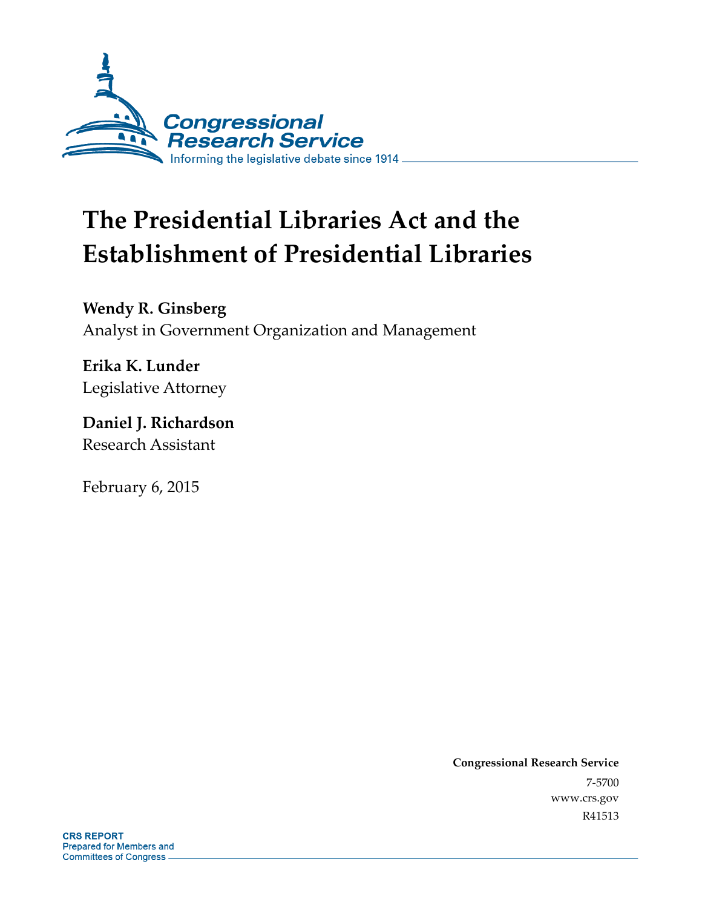Congressional Research Service

Informing the legislative debate since 1914

# The Presidential Libraries Act and the Establishment of Presidential Libraries

**Wendy R. Ginsberg**
Analyst in Government Organization and Management

**Erika K. Lunder**
Legislative Attorney

**Daniel J. Richardson**
Research Assistant

February 6, 2015

**Congressional Research Service**
7-5700
www.crs.gov
R41513

**CRS REPORT**
Prepared for Members and Committees of Congress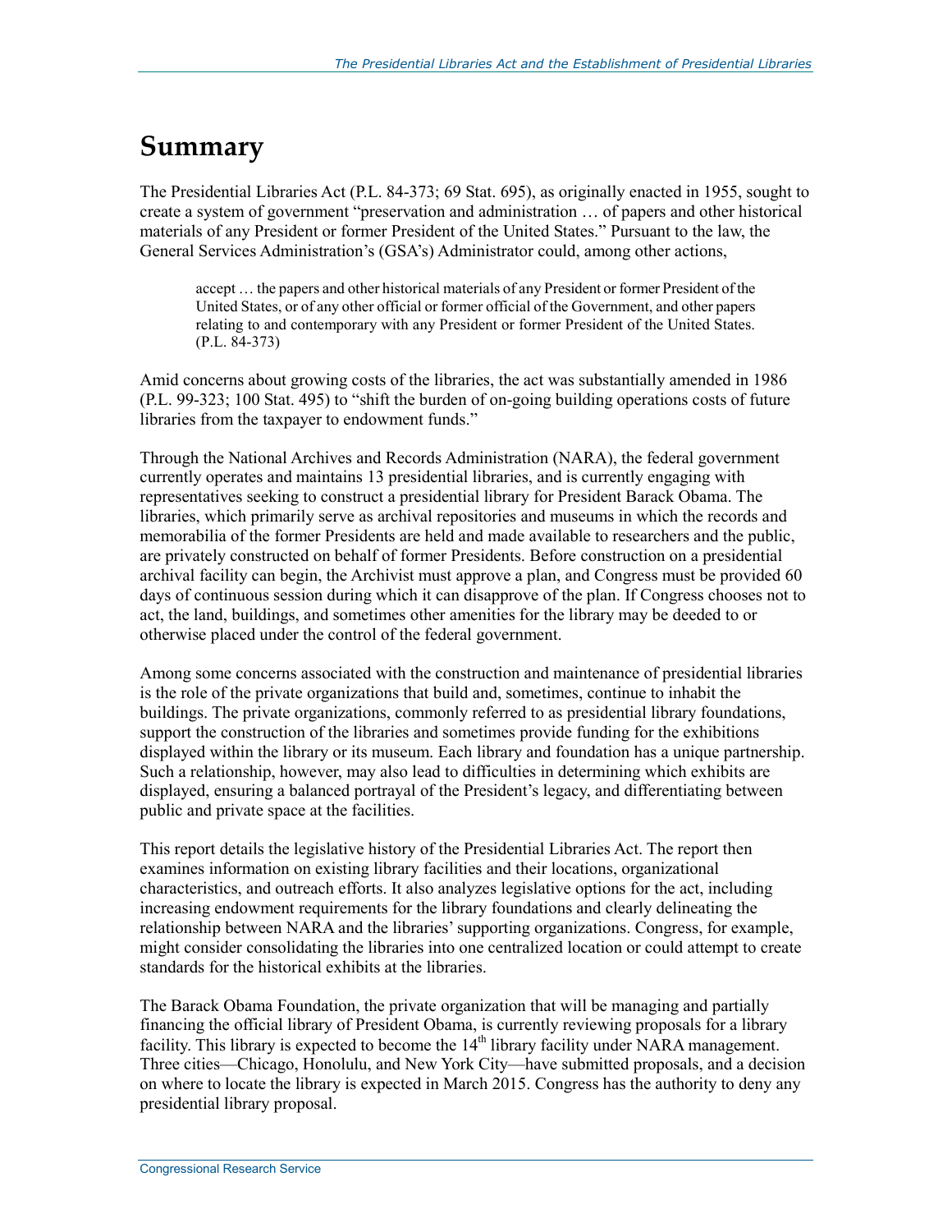# Summary

The Presidential Libraries Act (P.L. 84-373; 69 Stat. 695), as originally enacted in 1955, sought to create a system of government "preservation and administration … of papers and other historical materials of any President or former President of the United States." Pursuant to the law, the General Services Administration's (GSA's) Administrator could, among other actions,

> accept … the papers and other historical materials of any President or former President of the United States, or of any other official or former official of the Government, and other papers relating to and contemporary with any President or former President of the United States. (P.L. 84-373)

Amid concerns about growing costs of the libraries, the act was substantially amended in 1986 (P.L. 99-323; 100 Stat. 495) to "shift the burden of on-going building operations costs of future libraries from the taxpayer to endowment funds."

Through the National Archives and Records Administration (NARA), the federal government currently operates and maintains 13 presidential libraries, and is currently engaging with representatives seeking to construct a presidential library for President Barack Obama. The libraries, which primarily serve as archival repositories and museums in which the records and memorabilia of the former Presidents are held and made available to researchers and the public, are privately constructed on behalf of former Presidents. Before construction on a presidential archival facility can begin, the Archivist must approve a plan, and Congress must be provided 60 days of continuous session during which it can disapprove of the plan. If Congress chooses not to act, the land, buildings, and sometimes other amenities for the library may be deeded to or otherwise placed under the control of the federal government.

Among some concerns associated with the construction and maintenance of presidential libraries is the role of the private organizations that build and, sometimes, continue to inhabit the buildings. The private organizations, commonly referred to as presidential library foundations, support the construction of the libraries and sometimes provide funding for the exhibitions displayed within the library or its museum. Each library and foundation has a unique partnership. Such a relationship, however, may also lead to difficulties in determining which exhibits are displayed, ensuring a balanced portrayal of the President's legacy, and differentiating between public and private space at the facilities.

This report details the legislative history of the Presidential Libraries Act. The report then examines information on existing library facilities and their locations, organizational characteristics, and outreach efforts. It also analyzes legislative options for the act, including increasing endowment requirements for the library foundations and clearly delineating the relationship between NARA and the libraries' supporting organizations. Congress, for example, might consider consolidating the libraries into one centralized location or could attempt to create standards for the historical exhibits at the libraries.

The Barack Obama Foundation, the private organization that will be managing and partially financing the official library of President Obama, is currently reviewing proposals for a library facility. This library is expected to become the 14th library facility under NARA management. Three cities—Chicago, Honolulu, and New York City—have submitted proposals, and a decision on where to locate the library is expected in March 2015. Congress has the authority to deny any presidential library proposal.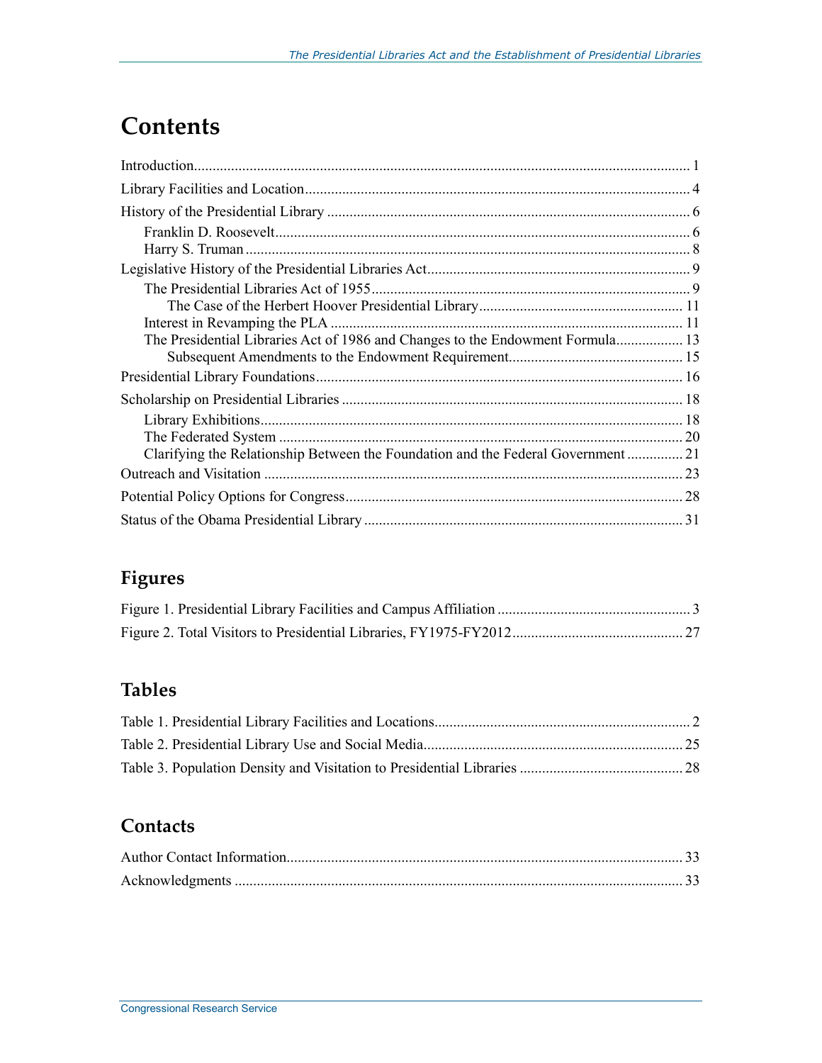# Contents

Introduction .......... 1

Library Facilities and Location .......... 4

History of the Presidential Library .......... 6

- Franklin D. Roosevelt .......... 6
- Harry S. Truman .......... 8

Legislative History of the Presidential Libraries Act .......... 9

- The Presidential Libraries Act of 1955 .......... 9
  - The Case of the Herbert Hoover Presidential Library .......... 11
- Interest in Revamping the PLA .......... 11
- The Presidential Libraries Act of 1986 and Changes to the Endowment Formula .......... 13
  - Subsequent Amendments to the Endowment Requirement .......... 15

Presidential Library Foundations .......... 16

Scholarship on Presidential Libraries .......... 18

- Library Exhibitions .......... 18
- The Federated System .......... 20
- Clarifying the Relationship Between the Foundation and the Federal Government .......... 21

Outreach and Visitation .......... 23

Potential Policy Options for Congress .......... 28

Status of the Obama Presidential Library .......... 31

## Figures

Figure 1. Presidential Library Facilities and Campus Affiliation .......... 3

Figure 2. Total Visitors to Presidential Libraries, FY1975-FY2012 .......... 27

## Tables

Table 1. Presidential Library Facilities and Locations .......... 2

Table 2. Presidential Library Use and Social Media .......... 25

Table 3. Population Density and Visitation to Presidential Libraries .......... 28

## Contacts

Author Contact Information .......... 33

Acknowledgments .......... 33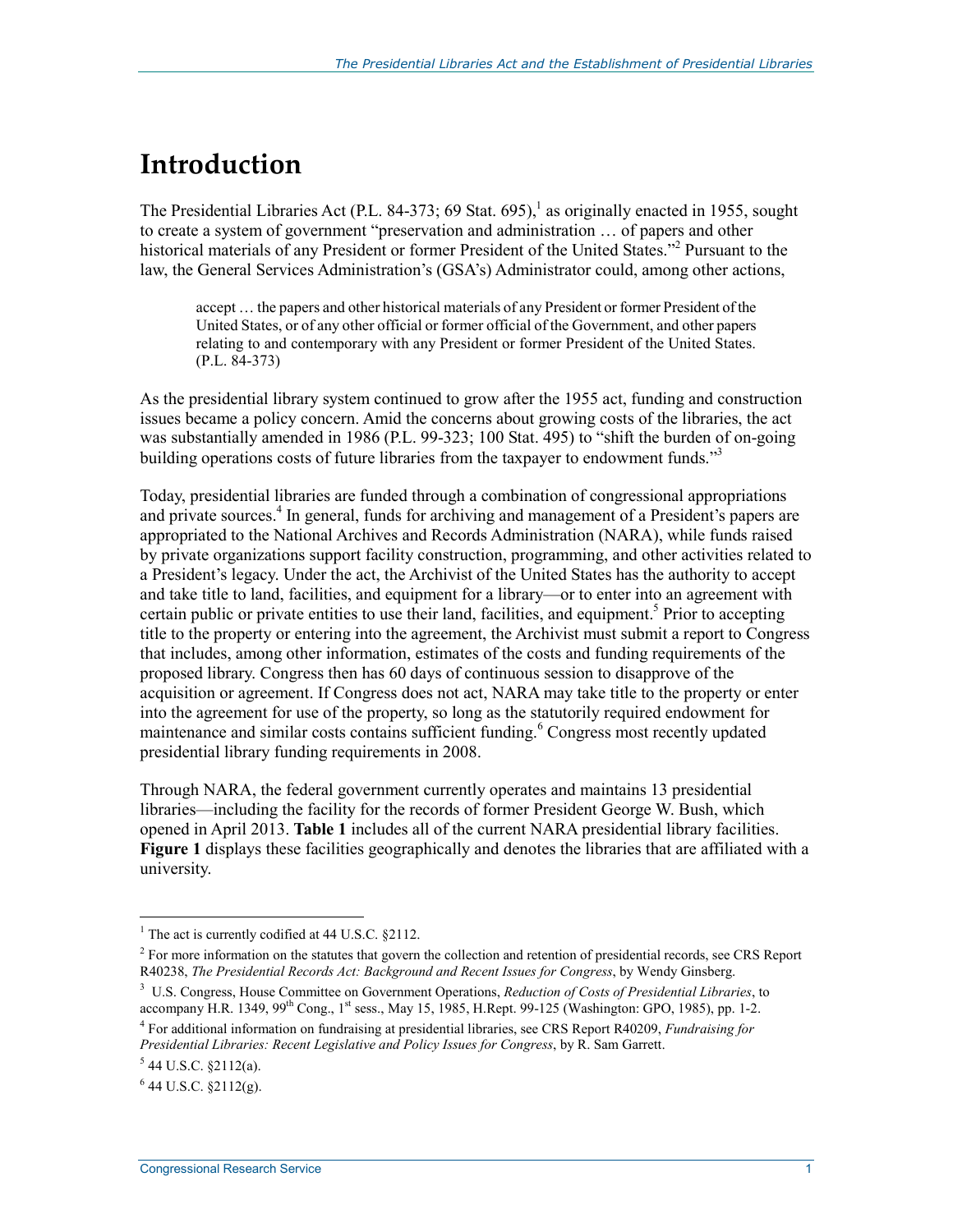# Introduction

The Presidential Libraries Act (P.L. 84-373; 69 Stat. 695),[1] as originally enacted in 1955, sought to create a system of government "preservation and administration … of papers and other historical materials of any President or former President of the United States."[2] Pursuant to the law, the General Services Administration's (GSA's) Administrator could, among other actions,

> accept … the papers and other historical materials of any President or former President of the United States, or of any other official or former official of the Government, and other papers relating to and contemporary with any President or former President of the United States. (P.L. 84-373)

As the presidential library system continued to grow after the 1955 act, funding and construction issues became a policy concern. Amid the concerns about growing costs of the libraries, the act was substantially amended in 1986 (P.L. 99-323; 100 Stat. 495) to "shift the burden of on-going building operations costs of future libraries from the taxpayer to endowment funds."[3]

Today, presidential libraries are funded through a combination of congressional appropriations and private sources.[4] In general, funds for archiving and management of a President's papers are appropriated to the National Archives and Records Administration (NARA), while funds raised by private organizations support facility construction, programming, and other activities related to a President's legacy. Under the act, the Archivist of the United States has the authority to accept and take title to land, facilities, and equipment for a library—or to enter into an agreement with certain public or private entities to use their land, facilities, and equipment.[5] Prior to accepting title to the property or entering into the agreement, the Archivist must submit a report to Congress that includes, among other information, estimates of the costs and funding requirements of the proposed library. Congress then has 60 days of continuous session to disapprove of the acquisition or agreement. If Congress does not act, NARA may take title to the property or enter into the agreement for use of the property, so long as the statutorily required endowment for maintenance and similar costs contains sufficient funding.[6] Congress most recently updated presidential library funding requirements in 2008.

Through NARA, the federal government currently operates and maintains 13 presidential libraries—including the facility for the records of former President George W. Bush, which opened in April 2013. **Table 1** includes all of the current NARA presidential library facilities. **Figure 1** displays these facilities geographically and denotes the libraries that are affiliated with a university.

---

[1] The act is currently codified at 44 U.S.C. §2112.

[2] For more information on the statutes that govern the collection and retention of presidential records, see CRS Report R40238, *The Presidential Records Act: Background and Recent Issues for Congress*, by Wendy Ginsberg.

[3] U.S. Congress, House Committee on Government Operations, *Reduction of Costs of Presidential Libraries*, to accompany H.R. 1349, 99th Cong., 1st sess., May 15, 1985, H.Rept. 99-125 (Washington: GPO, 1985), pp. 1-2.

[4] For additional information on fundraising at presidential libraries, see CRS Report R40209, *Fundraising for Presidential Libraries: Recent Legislative and Policy Issues for Congress*, by R. Sam Garrett.

[5] 44 U.S.C. §2112(a).

[6] 44 U.S.C. §2112(g).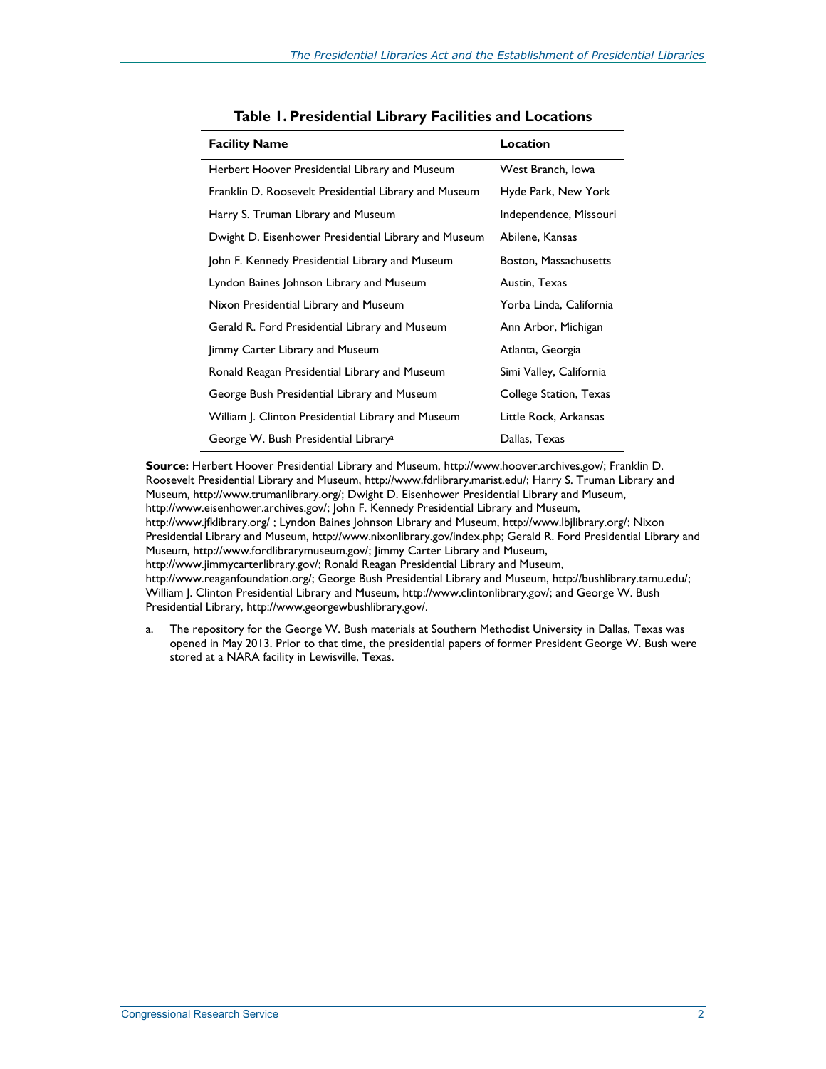**Table 1. Presidential Library Facilities and Locations**

| Facility Name | Location |
|---|---|
| Herbert Hoover Presidential Library and Museum | West Branch, Iowa |
| Franklin D. Roosevelt Presidential Library and Museum | Hyde Park, New York |
| Harry S. Truman Library and Museum | Independence, Missouri |
| Dwight D. Eisenhower Presidential Library and Museum | Abilene, Kansas |
| John F. Kennedy Presidential Library and Museum | Boston, Massachusetts |
| Lyndon Baines Johnson Library and Museum | Austin, Texas |
| Nixon Presidential Library and Museum | Yorba Linda, California |
| Gerald R. Ford Presidential Library and Museum | Ann Arbor, Michigan |
| Jimmy Carter Library and Museum | Atlanta, Georgia |
| Ronald Reagan Presidential Library and Museum | Simi Valley, California |
| George Bush Presidential Library and Museum | College Station, Texas |
| William J. Clinton Presidential Library and Museum | Little Rock, Arkansas |
| George W. Bush Presidential Library[a] | Dallas, Texas |

**Source:** Herbert Hoover Presidential Library and Museum, http://www.hoover.archives.gov/; Franklin D. Roosevelt Presidential Library and Museum, http://www.fdrlibrary.marist.edu/; Harry S. Truman Library and Museum, http://www.trumanlibrary.org/; Dwight D. Eisenhower Presidential Library and Museum, http://www.eisenhower.archives.gov/; John F. Kennedy Presidential Library and Museum, http://www.jfklibrary.org/ ; Lyndon Baines Johnson Library and Museum, http://www.lbjlibrary.org/; Nixon Presidential Library and Museum, http://www.nixonlibrary.gov/index.php; Gerald R. Ford Presidential Library and Museum, http://www.fordlibrarymuseum.gov/; Jimmy Carter Library and Museum, http://www.jimmycarterlibrary.gov/; Ronald Reagan Presidential Library and Museum, http://www.reaganfoundation.org/; George Bush Presidential Library and Museum, http://bushlibrary.tamu.edu/; William J. Clinton Presidential Library and Museum, http://www.clintonlibrary.gov/; and George W. Bush Presidential Library, http://www.georgewbushlibrary.gov/.

a. The repository for the George W. Bush materials at Southern Methodist University in Dallas, Texas was opened in May 2013. Prior to that time, the presidential papers of former President George W. Bush were stored at a NARA facility in Lewisville, Texas.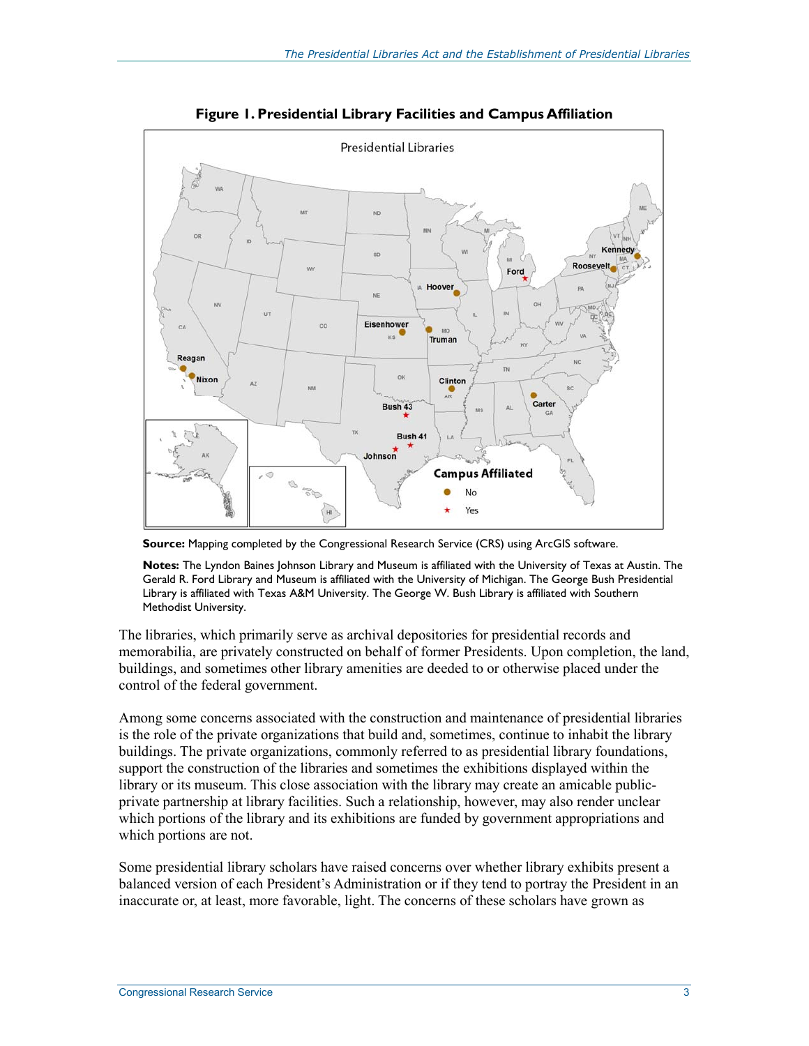**Figure 1. Presidential Library Facilities and Campus Affiliation**

**Source:** Mapping completed by the Congressional Research Service (CRS) using ArcGIS software.

**Notes:** The Lyndon Baines Johnson Library and Museum is affiliated with the University of Texas at Austin. The Gerald R. Ford Library and Museum is affiliated with the University of Michigan. The George Bush Presidential Library is affiliated with Texas A&M University. The George W. Bush Library is affiliated with Southern Methodist University.

The libraries, which primarily serve as archival depositories for presidential records and memorabilia, are privately constructed on behalf of former Presidents. Upon completion, the land, buildings, and sometimes other library amenities are deeded to or otherwise placed under the control of the federal government.

Among some concerns associated with the construction and maintenance of presidential libraries is the role of the private organizations that build and, sometimes, continue to inhabit the library buildings. The private organizations, commonly referred to as presidential library foundations, support the construction of the libraries and sometimes the exhibitions displayed within the library or its museum. This close association with the library may create an amicable public-private partnership at library facilities. Such a relationship, however, may also render unclear which portions of the library and its exhibitions are funded by government appropriations and which portions are not.

Some presidential library scholars have raised concerns over whether library exhibits present a balanced version of each President's Administration or if they tend to portray the President in an inaccurate or, at least, more favorable, light. The concerns of these scholars have grown as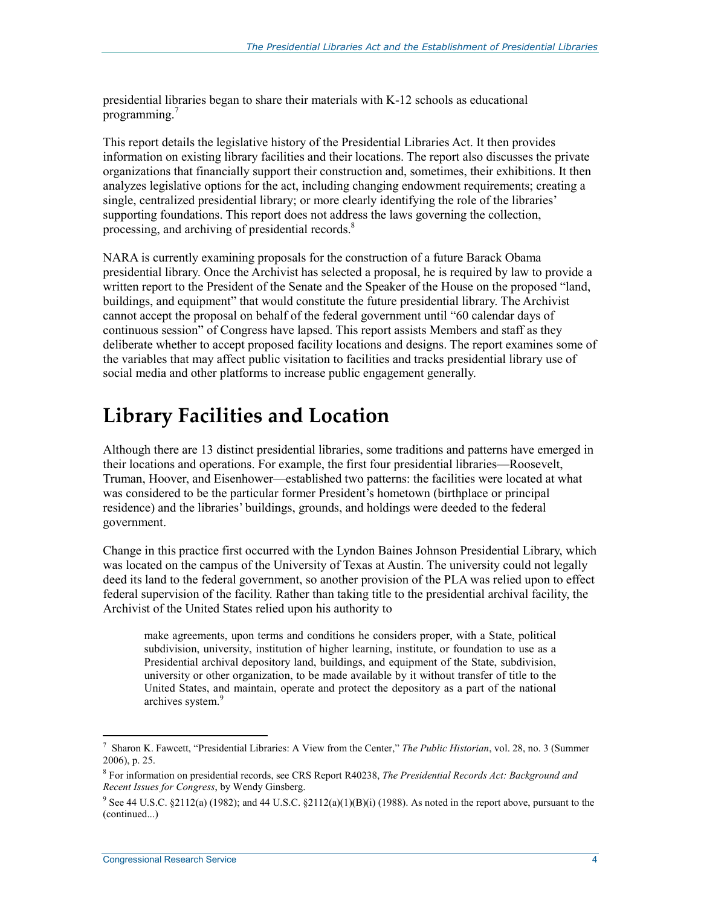presidential libraries began to share their materials with K-12 schools as educational programming.[7]

This report details the legislative history of the Presidential Libraries Act. It then provides information on existing library facilities and their locations. The report also discusses the private organizations that financially support their construction and, sometimes, their exhibitions. It then analyzes legislative options for the act, including changing endowment requirements; creating a single, centralized presidential library; or more clearly identifying the role of the libraries' supporting foundations. This report does not address the laws governing the collection, processing, and archiving of presidential records.[8]

NARA is currently examining proposals for the construction of a future Barack Obama presidential library. Once the Archivist has selected a proposal, he is required by law to provide a written report to the President of the Senate and the Speaker of the House on the proposed "land, buildings, and equipment" that would constitute the future presidential library. The Archivist cannot accept the proposal on behalf of the federal government until "60 calendar days of continuous session" of Congress have lapsed. This report assists Members and staff as they deliberate whether to accept proposed facility locations and designs. The report examines some of the variables that may affect public visitation to facilities and tracks presidential library use of social media and other platforms to increase public engagement generally.

# Library Facilities and Location

Although there are 13 distinct presidential libraries, some traditions and patterns have emerged in their locations and operations. For example, the first four presidential libraries—Roosevelt, Truman, Hoover, and Eisenhower—established two patterns: the facilities were located at what was considered to be the particular former President's hometown (birthplace or principal residence) and the libraries' buildings, grounds, and holdings were deeded to the federal government.

Change in this practice first occurred with the Lyndon Baines Johnson Presidential Library, which was located on the campus of the University of Texas at Austin. The university could not legally deed its land to the federal government, so another provision of the PLA was relied upon to effect federal supervision of the facility. Rather than taking title to the presidential archival facility, the Archivist of the United States relied upon his authority to

> make agreements, upon terms and conditions he considers proper, with a State, political subdivision, university, institution of higher learning, institute, or foundation to use as a Presidential archival depository land, buildings, and equipment of the State, subdivision, university or other organization, to be made available by it without transfer of title to the United States, and maintain, operate and protect the depository as a part of the national archives system.[9]

---

[7] Sharon K. Fawcett, "Presidential Libraries: A View from the Center," *The Public Historian*, vol. 28, no. 3 (Summer 2006), p. 25.

[8] For information on presidential records, see CRS Report R40238, *The Presidential Records Act: Background and Recent Issues for Congress*, by Wendy Ginsberg.

[9] See 44 U.S.C. §2112(a) (1982); and 44 U.S.C. §2112(a)(1)(B)(i) (1988). As noted in the report above, pursuant to the (continued...)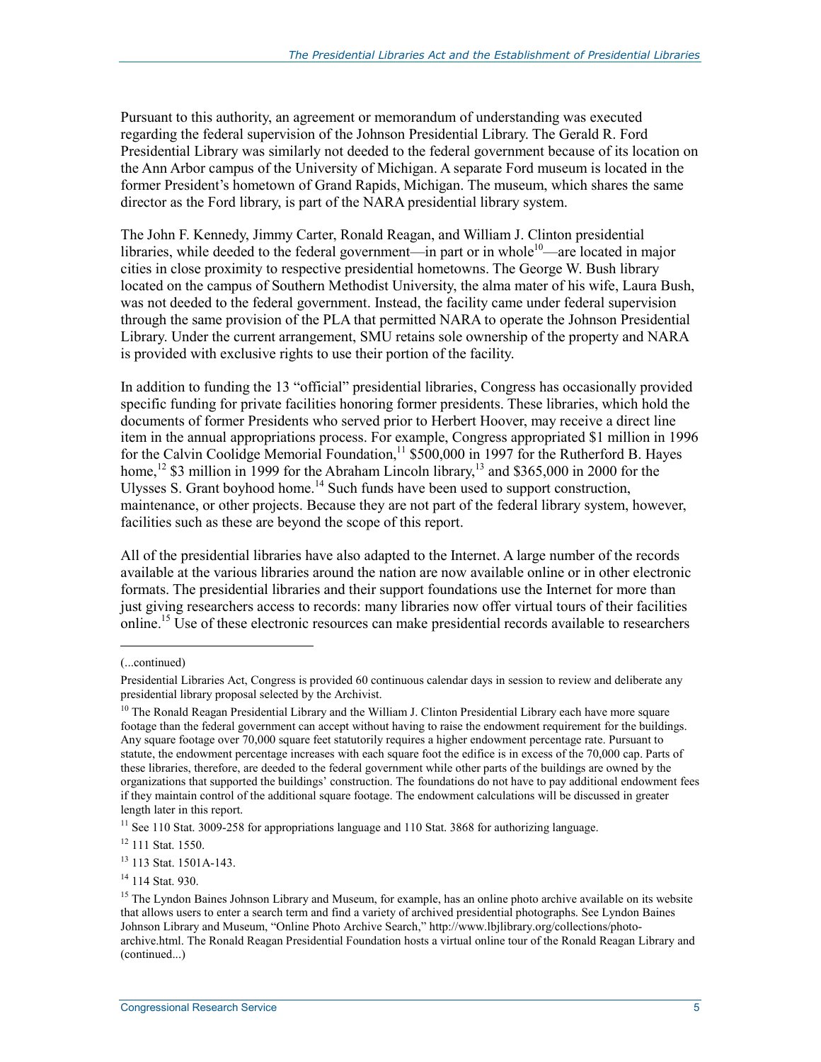Pursuant to this authority, an agreement or memorandum of understanding was executed regarding the federal supervision of the Johnson Presidential Library. The Gerald R. Ford Presidential Library was similarly not deeded to the federal government because of its location on the Ann Arbor campus of the University of Michigan. A separate Ford museum is located in the former President's hometown of Grand Rapids, Michigan. The museum, which shares the same director as the Ford library, is part of the NARA presidential library system.

The John F. Kennedy, Jimmy Carter, Ronald Reagan, and William J. Clinton presidential libraries, while deeded to the federal government—in part or in whole[10]—are located in major cities in close proximity to respective presidential hometowns. The George W. Bush library located on the campus of Southern Methodist University, the alma mater of his wife, Laura Bush, was not deeded to the federal government. Instead, the facility came under federal supervision through the same provision of the PLA that permitted NARA to operate the Johnson Presidential Library. Under the current arrangement, SMU retains sole ownership of the property and NARA is provided with exclusive rights to use their portion of the facility.

In addition to funding the 13 "official" presidential libraries, Congress has occasionally provided specific funding for private facilities honoring former presidents. These libraries, which hold the documents of former Presidents who served prior to Herbert Hoover, may receive a direct line item in the annual appropriations process. For example, Congress appropriated $1 million in 1996 for the Calvin Coolidge Memorial Foundation,[11] $500,000 in 1997 for the Rutherford B. Hayes home,[12] $3 million in 1999 for the Abraham Lincoln library,[13] and $365,000 in 2000 for the Ulysses S. Grant boyhood home.[14] Such funds have been used to support construction, maintenance, or other projects. Because they are not part of the federal library system, however, facilities such as these are beyond the scope of this report.

All of the presidential libraries have also adapted to the Internet. A large number of the records available at the various libraries around the nation are now available online or in other electronic formats. The presidential libraries and their support foundations use the Internet for more than just giving researchers access to records: many libraries now offer virtual tours of their facilities online.[15] Use of these electronic resources can make presidential records available to researchers

---

(...continued)

Presidential Libraries Act, Congress is provided 60 continuous calendar days in session to review and deliberate any presidential library proposal selected by the Archivist.

[10] The Ronald Reagan Presidential Library and the William J. Clinton Presidential Library each have more square footage than the federal government can accept without having to raise the endowment requirement for the buildings. Any square footage over 70,000 square feet statutorily requires a higher endowment percentage rate. Pursuant to statute, the endowment percentage increases with each square foot the edifice is in excess of the 70,000 cap. Parts of these libraries, therefore, are deeded to the federal government while other parts of the buildings are owned by the organizations that supported the buildings' construction. The foundations do not have to pay additional endowment fees if they maintain control of the additional square footage. The endowment calculations will be discussed in greater length later in this report.

[11] See 110 Stat. 3009-258 for appropriations language and 110 Stat. 3868 for authorizing language.

[12] 111 Stat. 1550.

[13] 113 Stat. 1501A-143.

[14] 114 Stat. 930.

[15] The Lyndon Baines Johnson Library and Museum, for example, has an online photo archive available on its website that allows users to enter a search term and find a variety of archived presidential photographs. See Lyndon Baines Johnson Library and Museum, "Online Photo Archive Search," http://www.lbjlibrary.org/collections/photo-archive.html. The Ronald Reagan Presidential Foundation hosts a virtual online tour of the Ronald Reagan Library and (continued...)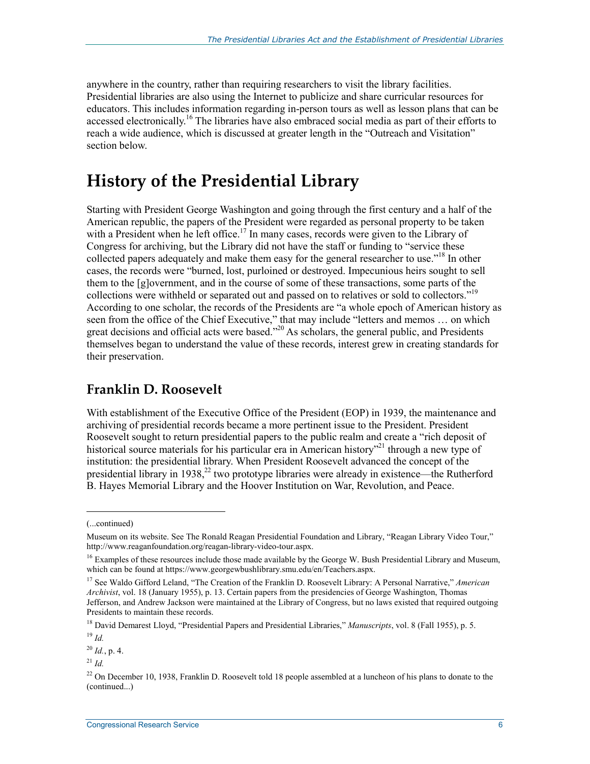anywhere in the country, rather than requiring researchers to visit the library facilities. Presidential libraries are also using the Internet to publicize and share curricular resources for educators. This includes information regarding in-person tours as well as lesson plans that can be accessed electronically.[16] The libraries have also embraced social media as part of their efforts to reach a wide audience, which is discussed at greater length in the "Outreach and Visitation" section below.

# History of the Presidential Library

Starting with President George Washington and going through the first century and a half of the American republic, the papers of the President were regarded as personal property to be taken with a President when he left office.[17] In many cases, records were given to the Library of Congress for archiving, but the Library did not have the staff or funding to "service these collected papers adequately and make them easy for the general researcher to use."[18] In other cases, the records were "burned, lost, purloined or destroyed. Impecunious heirs sought to sell them to the [g]overnment, and in the course of some of these transactions, some parts of the collections were withheld or separated out and passed on to relatives or sold to collectors."[19] According to one scholar, the records of the Presidents are "a whole epoch of American history as seen from the office of the Chief Executive," that may include "letters and memos … on which great decisions and official acts were based."[20] As scholars, the general public, and Presidents themselves began to understand the value of these records, interest grew in creating standards for their preservation.

## Franklin D. Roosevelt

With establishment of the Executive Office of the President (EOP) in 1939, the maintenance and archiving of presidential records became a more pertinent issue to the President. President Roosevelt sought to return presidential papers to the public realm and create a "rich deposit of historical source materials for his particular era in American history"[21] through a new type of institution: the presidential library. When President Roosevelt advanced the concept of the presidential library in 1938,[22] two prototype libraries were already in existence—the Rutherford B. Hayes Memorial Library and the Hoover Institution on War, Revolution, and Peace.

---

(...continued)

Museum on its website. See The Ronald Reagan Presidential Foundation and Library, "Reagan Library Video Tour," http://www.reaganfoundation.org/reagan-library-video-tour.aspx.

[16] Examples of these resources include those made available by the George W. Bush Presidential Library and Museum, which can be found at https://www.georgewbushlibrary.smu.edu/en/Teachers.aspx.

[17] See Waldo Gifford Leland, "The Creation of the Franklin D. Roosevelt Library: A Personal Narrative," *American Archivist*, vol. 18 (January 1955), p. 13. Certain papers from the presidencies of George Washington, Thomas Jefferson, and Andrew Jackson were maintained at the Library of Congress, but no laws existed that required outgoing Presidents to maintain these records.

[18] David Demarest Lloyd, "Presidential Papers and Presidential Libraries," *Manuscripts*, vol. 8 (Fall 1955), p. 5.

[19] *Id.*

[20] *Id.*, p. 4.

[21] *Id.*

[22] On December 10, 1938, Franklin D. Roosevelt told 18 people assembled at a luncheon of his plans to donate to the (continued...)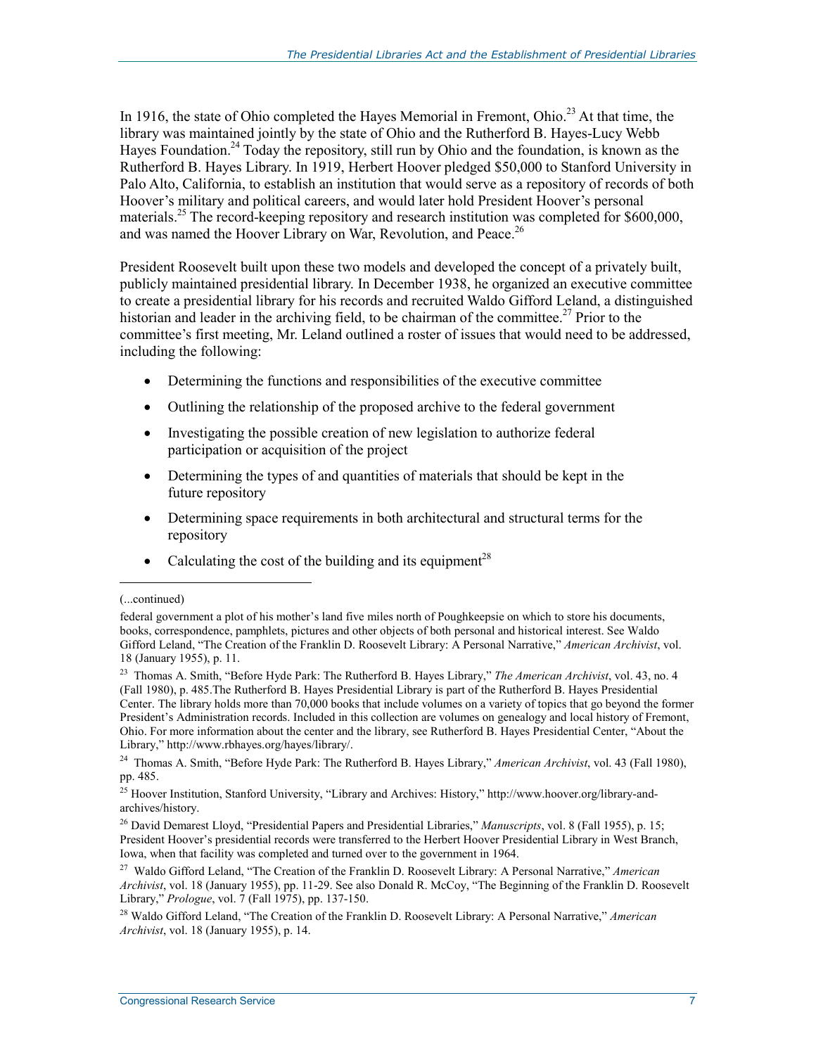In 1916, the state of Ohio completed the Hayes Memorial in Fremont, Ohio.[23] At that time, the library was maintained jointly by the state of Ohio and the Rutherford B. Hayes-Lucy Webb Hayes Foundation.[24] Today the repository, still run by Ohio and the foundation, is known as the Rutherford B. Hayes Library. In 1919, Herbert Hoover pledged $50,000 to Stanford University in Palo Alto, California, to establish an institution that would serve as a repository of records of both Hoover's military and political careers, and would later hold President Hoover's personal materials.[25] The record-keeping repository and research institution was completed for $600,000, and was named the Hoover Library on War, Revolution, and Peace.[26]

President Roosevelt built upon these two models and developed the concept of a privately built, publicly maintained presidential library. In December 1938, he organized an executive committee to create a presidential library for his records and recruited Waldo Gifford Leland, a distinguished historian and leader in the archiving field, to be chairman of the committee.[27] Prior to the committee's first meeting, Mr. Leland outlined a roster of issues that would need to be addressed, including the following:

- Determining the functions and responsibilities of the executive committee
- Outlining the relationship of the proposed archive to the federal government
- Investigating the possible creation of new legislation to authorize federal participation or acquisition of the project
- Determining the types of and quantities of materials that should be kept in the future repository
- Determining space requirements in both architectural and structural terms for the repository
- Calculating the cost of the building and its equipment[28]

---

(...continued)

federal government a plot of his mother's land five miles north of Poughkeepsie on which to store his documents, books, correspondence, pamphlets, pictures and other objects of both personal and historical interest. See Waldo Gifford Leland, "The Creation of the Franklin D. Roosevelt Library: A Personal Narrative," *American Archivist*, vol. 18 (January 1955), p. 11.

[23] Thomas A. Smith, "Before Hyde Park: The Rutherford B. Hayes Library," *The American Archivist*, vol. 43, no. 4 (Fall 1980), p. 485.The Rutherford B. Hayes Presidential Library is part of the Rutherford B. Hayes Presidential Center. The library holds more than 70,000 books that include volumes on a variety of topics that go beyond the former President's Administration records. Included in this collection are volumes on genealogy and local history of Fremont, Ohio. For more information about the center and the library, see Rutherford B. Hayes Presidential Center, "About the Library," http://www.rbhayes.org/hayes/library/.

[24] Thomas A. Smith, "Before Hyde Park: The Rutherford B. Hayes Library," *American Archivist*, vol. 43 (Fall 1980), pp. 485.

[25] Hoover Institution, Stanford University, "Library and Archives: History," http://www.hoover.org/library-and-archives/history.

[26] David Demarest Lloyd, "Presidential Papers and Presidential Libraries," *Manuscripts*, vol. 8 (Fall 1955), p. 15; President Hoover's presidential records were transferred to the Herbert Hoover Presidential Library in West Branch, Iowa, when that facility was completed and turned over to the government in 1964.

[27] Waldo Gifford Leland, "The Creation of the Franklin D. Roosevelt Library: A Personal Narrative," *American Archivist*, vol. 18 (January 1955), pp. 11-29. See also Donald R. McCoy, "The Beginning of the Franklin D. Roosevelt Library," *Prologue*, vol. 7 (Fall 1975), pp. 137-150.

[28] Waldo Gifford Leland, "The Creation of the Franklin D. Roosevelt Library: A Personal Narrative," *American Archivist*, vol. 18 (January 1955), p. 14.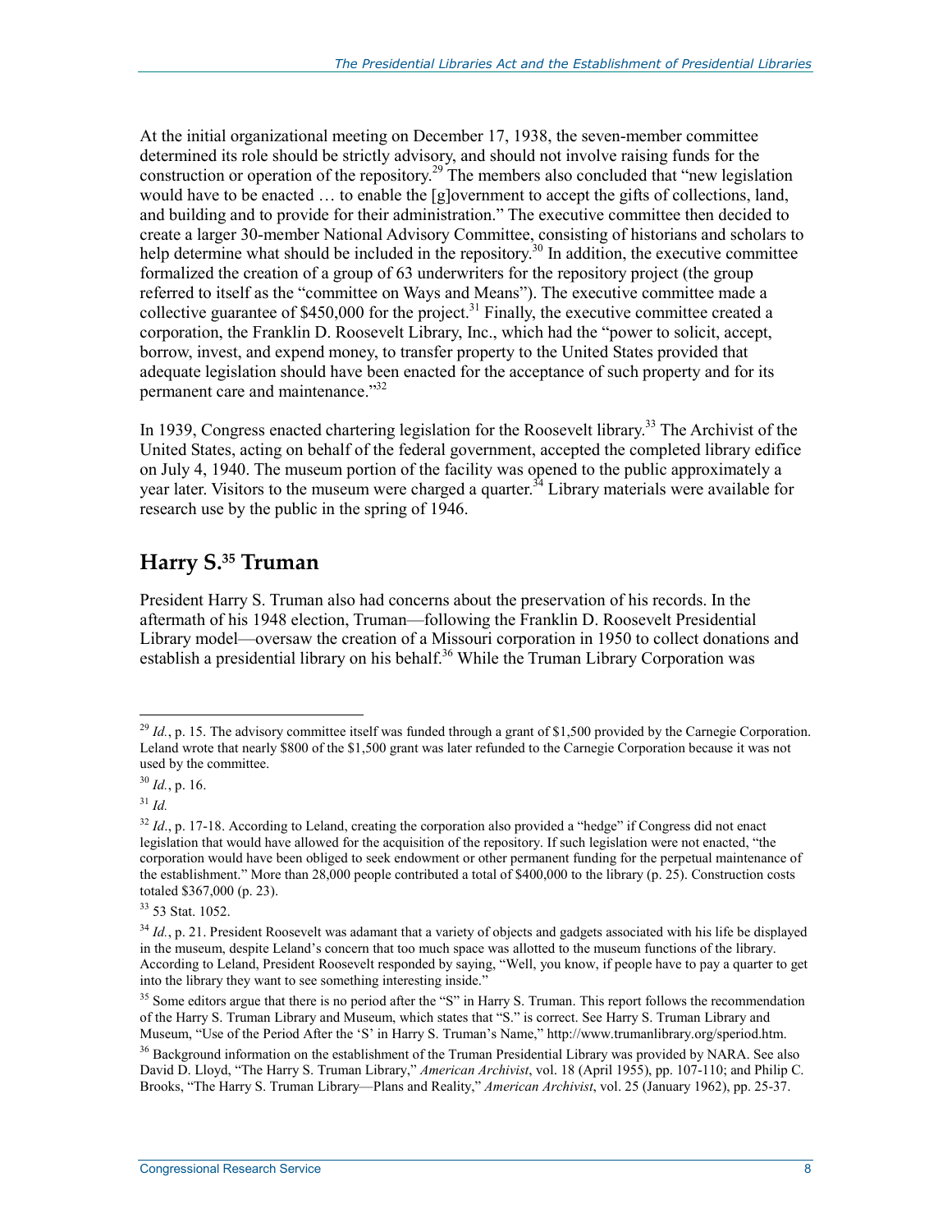At the initial organizational meeting on December 17, 1938, the seven-member committee determined its role should be strictly advisory, and should not involve raising funds for the construction or operation of the repository.[29] The members also concluded that "new legislation would have to be enacted … to enable the [g]overnment to accept the gifts of collections, land, and building and to provide for their administration." The executive committee then decided to create a larger 30-member National Advisory Committee, consisting of historians and scholars to help determine what should be included in the repository.[30] In addition, the executive committee formalized the creation of a group of 63 underwriters for the repository project (the group referred to itself as the "committee on Ways and Means"). The executive committee made a collective guarantee of $450,000 for the project.[31] Finally, the executive committee created a corporation, the Franklin D. Roosevelt Library, Inc., which had the "power to solicit, accept, borrow, invest, and expend money, to transfer property to the United States provided that adequate legislation should have been enacted for the acceptance of such property and for its permanent care and maintenance."[32]

In 1939, Congress enacted chartering legislation for the Roosevelt library.[33] The Archivist of the United States, acting on behalf of the federal government, accepted the completed library edifice on July 4, 1940. The museum portion of the facility was opened to the public approximately a year later. Visitors to the museum were charged a quarter.[34] Library materials were available for research use by the public in the spring of 1946.

## Harry S.[35] Truman

President Harry S. Truman also had concerns about the preservation of his records. In the aftermath of his 1948 election, Truman—following the Franklin D. Roosevelt Presidential Library model—oversaw the creation of a Missouri corporation in 1950 to collect donations and establish a presidential library on his behalf.[36] While the Truman Library Corporation was

---

[29] *Id.*, p. 15. The advisory committee itself was funded through a grant of $1,500 provided by the Carnegie Corporation. Leland wrote that nearly $800 of the $1,500 grant was later refunded to the Carnegie Corporation because it was not used by the committee.

[30] *Id.*, p. 16.

[31] *Id.*

[32] *Id.*, p. 17-18. According to Leland, creating the corporation also provided a "hedge" if Congress did not enact legislation that would have allowed for the acquisition of the repository. If such legislation were not enacted, "the corporation would have been obliged to seek endowment or other permanent funding for the perpetual maintenance of the establishment." More than 28,000 people contributed a total of $400,000 to the library (p. 25). Construction costs totaled $367,000 (p. 23).

[33] 53 Stat. 1052.

[34] *Id.*, p. 21. President Roosevelt was adamant that a variety of objects and gadgets associated with his life be displayed in the museum, despite Leland's concern that too much space was allotted to the museum functions of the library. According to Leland, President Roosevelt responded by saying, "Well, you know, if people have to pay a quarter to get into the library they want to see something interesting inside."

[35] Some editors argue that there is no period after the "S" in Harry S. Truman. This report follows the recommendation of the Harry S. Truman Library and Museum, which states that "S." is correct. See Harry S. Truman Library and Museum, "Use of the Period After the 'S' in Harry S. Truman's Name," http://www.trumanlibrary.org/speriod.htm.

[36] Background information on the establishment of the Truman Presidential Library was provided by NARA. See also David D. Lloyd, "The Harry S. Truman Library," *American Archivist*, vol. 18 (April 1955), pp. 107-110; and Philip C. Brooks, "The Harry S. Truman Library—Plans and Reality," *American Archivist*, vol. 25 (January 1962), pp. 25-37.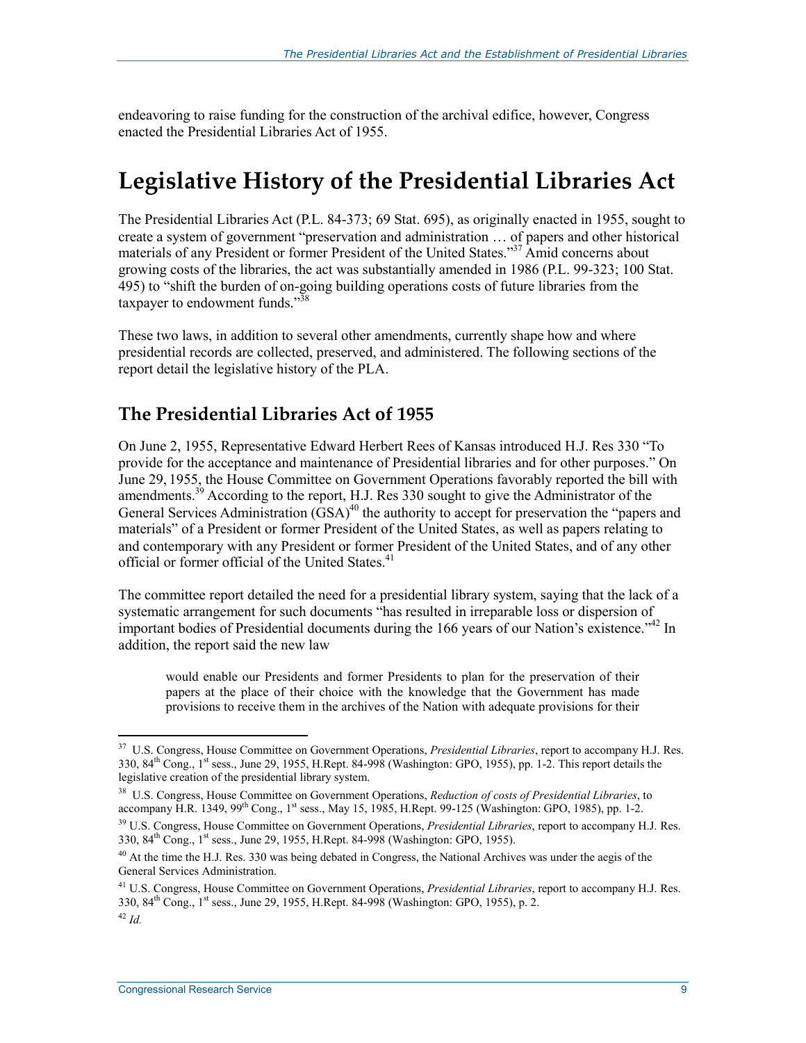endeavoring to raise funding for the construction of the archival edifice, however, Congress enacted the Presidential Libraries Act of 1955.

# Legislative History of the Presidential Libraries Act

The Presidential Libraries Act (P.L. 84-373; 69 Stat. 695), as originally enacted in 1955, sought to create a system of government "preservation and administration … of papers and other historical materials of any President or former President of the United States."[37] Amid concerns about growing costs of the libraries, the act was substantially amended in 1986 (P.L. 99-323; 100 Stat. 495) to "shift the burden of on-going building operations costs of future libraries from the taxpayer to endowment funds."[38]

These two laws, in addition to several other amendments, currently shape how and where presidential records are collected, preserved, and administered. The following sections of the report detail the legislative history of the PLA.

## The Presidential Libraries Act of 1955

On June 2, 1955, Representative Edward Herbert Rees of Kansas introduced H.J. Res 330 "To provide for the acceptance and maintenance of Presidential libraries and for other purposes." On June 29, 1955, the House Committee on Government Operations favorably reported the bill with amendments.[39] According to the report, H.J. Res 330 sought to give the Administrator of the General Services Administration (GSA)[40] the authority to accept for preservation the "papers and materials" of a President or former President of the United States, as well as papers relating to and contemporary with any President or former President of the United States, and of any other official or former official of the United States.[41]

The committee report detailed the need for a presidential library system, saying that the lack of a systematic arrangement for such documents "has resulted in irreparable loss or dispersion of important bodies of Presidential documents during the 166 years of our Nation's existence."[42] In addition, the report said the new law

> would enable our Presidents and former Presidents to plan for the preservation of their papers at the place of their choice with the knowledge that the Government has made provisions to receive them in the archives of the Nation with adequate provisions for their

---

[37] U.S. Congress, House Committee on Government Operations, *Presidential Libraries*, report to accompany H.J. Res. 330, 84th Cong., 1st sess., June 29, 1955, H.Rept. 84-998 (Washington: GPO, 1955), pp. 1-2. This report details the legislative creation of the presidential library system.

[38] U.S. Congress, House Committee on Government Operations, *Reduction of costs of Presidential Libraries*, to accompany H.R. 1349, 99th Cong., 1st sess., May 15, 1985, H.Rept. 99-125 (Washington: GPO, 1985), pp. 1-2.

[39] U.S. Congress, House Committee on Government Operations, *Presidential Libraries*, report to accompany H.J. Res. 330, 84th Cong., 1st sess., June 29, 1955, H.Rept. 84-998 (Washington: GPO, 1955).

[40] At the time the H.J. Res. 330 was being debated in Congress, the National Archives was under the aegis of the General Services Administration.

[41] U.S. Congress, House Committee on Government Operations, *Presidential Libraries*, report to accompany H.J. Res. 330, 84th Cong., 1st sess., June 29, 1955, H.Rept. 84-998 (Washington: GPO, 1955), p. 2.

[42] *Id.*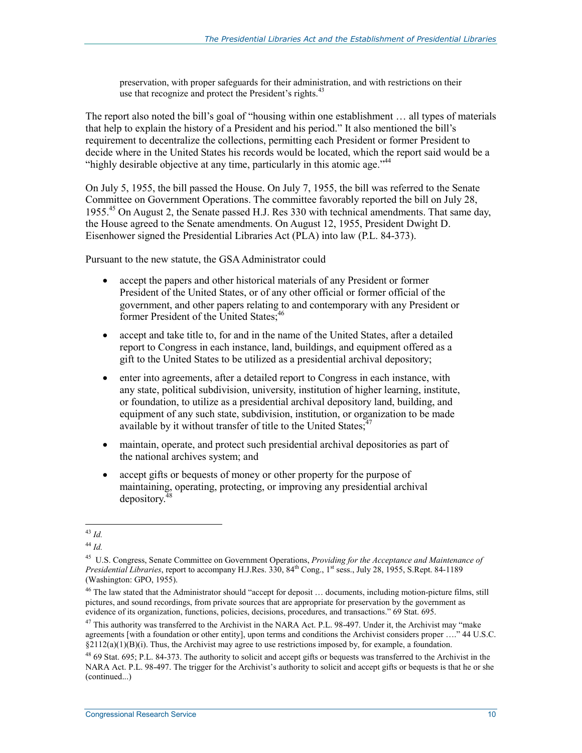> preservation, with proper safeguards for their administration, and with restrictions on their use that recognize and protect the President's rights.[43]

The report also noted the bill's goal of "housing within one establishment … all types of materials that help to explain the history of a President and his period." It also mentioned the bill's requirement to decentralize the collections, permitting each President or former President to decide where in the United States his records would be located, which the report said would be a "highly desirable objective at any time, particularly in this atomic age."[44]

On July 5, 1955, the bill passed the House. On July 7, 1955, the bill was referred to the Senate Committee on Government Operations. The committee favorably reported the bill on July 28, 1955.[45] On August 2, the Senate passed H.J. Res 330 with technical amendments. That same day, the House agreed to the Senate amendments. On August 12, 1955, President Dwight D. Eisenhower signed the Presidential Libraries Act (PLA) into law (P.L. 84-373).

Pursuant to the new statute, the GSA Administrator could

- accept the papers and other historical materials of any President or former President of the United States, or of any other official or former official of the government, and other papers relating to and contemporary with any President or former President of the United States;[46]
- accept and take title to, for and in the name of the United States, after a detailed report to Congress in each instance, land, buildings, and equipment offered as a gift to the United States to be utilized as a presidential archival depository;
- enter into agreements, after a detailed report to Congress in each instance, with any state, political subdivision, university, institution of higher learning, institute, or foundation, to utilize as a presidential archival depository land, building, and equipment of any such state, subdivision, institution, or organization to be made available by it without transfer of title to the United States;[47]
- maintain, operate, and protect such presidential archival depositories as part of the national archives system; and
- accept gifts or bequests of money or other property for the purpose of maintaining, operating, protecting, or improving any presidential archival depository.[48]

---

[43] *Id.*

[44] *Id.*

[45] U.S. Congress, Senate Committee on Government Operations, *Providing for the Acceptance and Maintenance of Presidential Libraries*, report to accompany H.J.Res. 330, 84th Cong., 1st sess., July 28, 1955, S.Rept. 84-1189 (Washington: GPO, 1955).

[46] The law stated that the Administrator should "accept for deposit … documents, including motion-picture films, still pictures, and sound recordings, from private sources that are appropriate for preservation by the government as evidence of its organization, functions, policies, decisions, procedures, and transactions." 69 Stat. 695.

[47] This authority was transferred to the Archivist in the NARA Act. P.L. 98-497. Under it, the Archivist may "make agreements [with a foundation or other entity], upon terms and conditions the Archivist considers proper …." 44 U.S.C. §2112(a)(1)(B)(i). Thus, the Archivist may agree to use restrictions imposed by, for example, a foundation.

[48] 69 Stat. 695; P.L. 84-373. The authority to solicit and accept gifts or bequests was transferred to the Archivist in the NARA Act. P.L. 98-497. The trigger for the Archivist's authority to solicit and accept gifts or bequests is that he or she (continued...)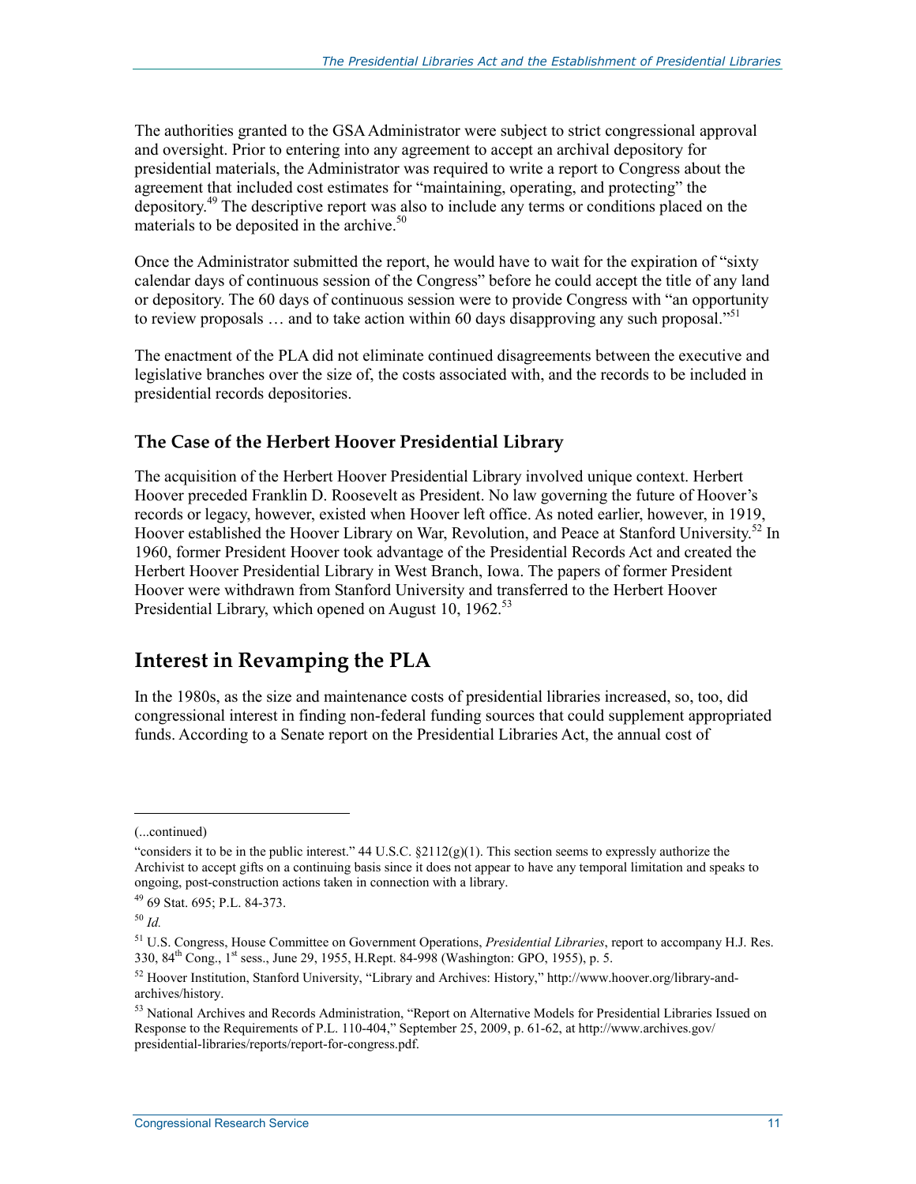The authorities granted to the GSA Administrator were subject to strict congressional approval and oversight. Prior to entering into any agreement to accept an archival depository for presidential materials, the Administrator was required to write a report to Congress about the agreement that included cost estimates for "maintaining, operating, and protecting" the depository.[49] The descriptive report was also to include any terms or conditions placed on the materials to be deposited in the archive.[50]

Once the Administrator submitted the report, he would have to wait for the expiration of "sixty calendar days of continuous session of the Congress" before he could accept the title of any land or depository. The 60 days of continuous session were to provide Congress with "an opportunity to review proposals … and to take action within 60 days disapproving any such proposal."[51]

The enactment of the PLA did not eliminate continued disagreements between the executive and legislative branches over the size of, the costs associated with, and the records to be included in presidential records depositories.

### The Case of the Herbert Hoover Presidential Library

The acquisition of the Herbert Hoover Presidential Library involved unique context. Herbert Hoover preceded Franklin D. Roosevelt as President. No law governing the future of Hoover's records or legacy, however, existed when Hoover left office. As noted earlier, however, in 1919, Hoover established the Hoover Library on War, Revolution, and Peace at Stanford University.[52] In 1960, former President Hoover took advantage of the Presidential Records Act and created the Herbert Hoover Presidential Library in West Branch, Iowa. The papers of former President Hoover were withdrawn from Stanford University and transferred to the Herbert Hoover Presidential Library, which opened on August 10, 1962.[53]

## Interest in Revamping the PLA

In the 1980s, as the size and maintenance costs of presidential libraries increased, so, too, did congressional interest in finding non-federal funding sources that could supplement appropriated funds. According to a Senate report on the Presidential Libraries Act, the annual cost of

---

(...continued)

"considers it to be in the public interest." 44 U.S.C. §2112(g)(1). This section seems to expressly authorize the Archivist to accept gifts on a continuing basis since it does not appear to have any temporal limitation and speaks to ongoing, post-construction actions taken in connection with a library.

[49] 69 Stat. 695; P.L. 84-373.

[50] *Id.*

[51] U.S. Congress, House Committee on Government Operations, *Presidential Libraries*, report to accompany H.J. Res. 330, 84th Cong., 1st sess., June 29, 1955, H.Rept. 84-998 (Washington: GPO, 1955), p. 5.

[52] Hoover Institution, Stanford University, "Library and Archives: History," http://www.hoover.org/library-and-archives/history.

[53] National Archives and Records Administration, "Report on Alternative Models for Presidential Libraries Issued on Response to the Requirements of P.L. 110-404," September 25, 2009, p. 61-62, at http://www.archives.gov/presidential-libraries/reports/report-for-congress.pdf.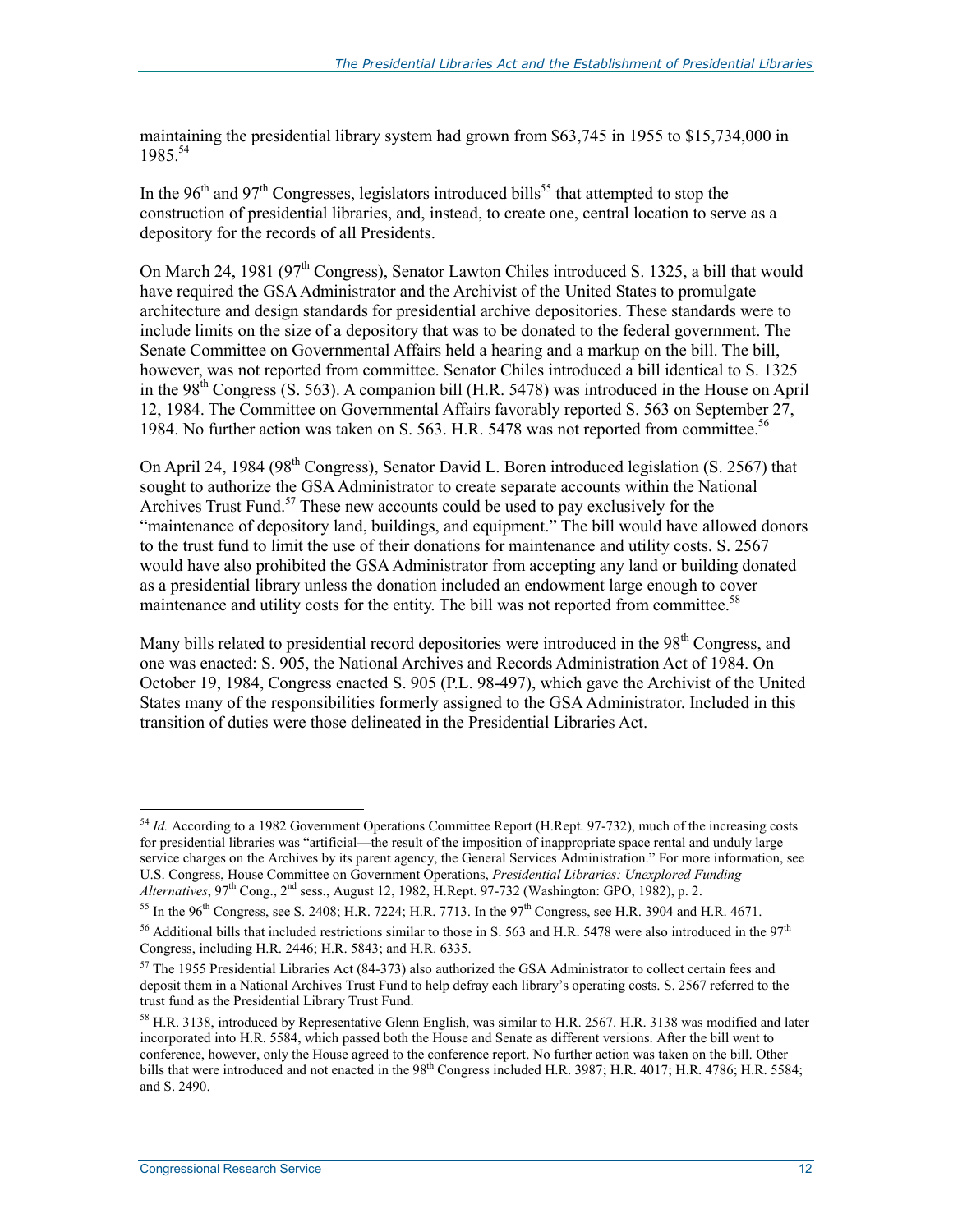maintaining the presidential library system had grown from $63,745 in 1955 to $15,734,000 in 1985.[54]

In the 96th and 97th Congresses, legislators introduced bills[55] that attempted to stop the construction of presidential libraries, and, instead, to create one, central location to serve as a depository for the records of all Presidents.

On March 24, 1981 (97th Congress), Senator Lawton Chiles introduced S. 1325, a bill that would have required the GSA Administrator and the Archivist of the United States to promulgate architecture and design standards for presidential archive depositories. These standards were to include limits on the size of a depository that was to be donated to the federal government. The Senate Committee on Governmental Affairs held a hearing and a markup on the bill. The bill, however, was not reported from committee. Senator Chiles introduced a bill identical to S. 1325 in the 98th Congress (S. 563). A companion bill (H.R. 5478) was introduced in the House on April 12, 1984. The Committee on Governmental Affairs favorably reported S. 563 on September 27, 1984. No further action was taken on S. 563. H.R. 5478 was not reported from committee.[56]

On April 24, 1984 (98th Congress), Senator David L. Boren introduced legislation (S. 2567) that sought to authorize the GSA Administrator to create separate accounts within the National Archives Trust Fund.[57] These new accounts could be used to pay exclusively for the "maintenance of depository land, buildings, and equipment." The bill would have allowed donors to the trust fund to limit the use of their donations for maintenance and utility costs. S. 2567 would have also prohibited the GSA Administrator from accepting any land or building donated as a presidential library unless the donation included an endowment large enough to cover maintenance and utility costs for the entity. The bill was not reported from committee.[58]

Many bills related to presidential record depositories were introduced in the 98th Congress, and one was enacted: S. 905, the National Archives and Records Administration Act of 1984. On October 19, 1984, Congress enacted S. 905 (P.L. 98-497), which gave the Archivist of the United States many of the responsibilities formerly assigned to the GSA Administrator. Included in this transition of duties were those delineated in the Presidential Libraries Act.

---

[54] *Id.* According to a 1982 Government Operations Committee Report (H.Rept. 97-732), much of the increasing costs for presidential libraries was "artificial—the result of the imposition of inappropriate space rental and unduly large service charges on the Archives by its parent agency, the General Services Administration." For more information, see U.S. Congress, House Committee on Government Operations, *Presidential Libraries: Unexplored Funding Alternatives*, 97th Cong., 2nd sess., August 12, 1982, H.Rept. 97-732 (Washington: GPO, 1982), p. 2.

[55] In the 96th Congress, see S. 2408; H.R. 7224; H.R. 7713. In the 97th Congress, see H.R. 3904 and H.R. 4671.

[56] Additional bills that included restrictions similar to those in S. 563 and H.R. 5478 were also introduced in the 97th Congress, including H.R. 2446; H.R. 5843; and H.R. 6335.

[57] The 1955 Presidential Libraries Act (84-373) also authorized the GSA Administrator to collect certain fees and deposit them in a National Archives Trust Fund to help defray each library's operating costs. S. 2567 referred to the trust fund as the Presidential Library Trust Fund.

[58] H.R. 3138, introduced by Representative Glenn English, was similar to H.R. 2567. H.R. 3138 was modified and later incorporated into H.R. 5584, which passed both the House and Senate as different versions. After the bill went to conference, however, only the House agreed to the conference report. No further action was taken on the bill. Other bills that were introduced and not enacted in the 98th Congress included H.R. 3987; H.R. 4017; H.R. 4786; H.R. 5584; and S. 2490.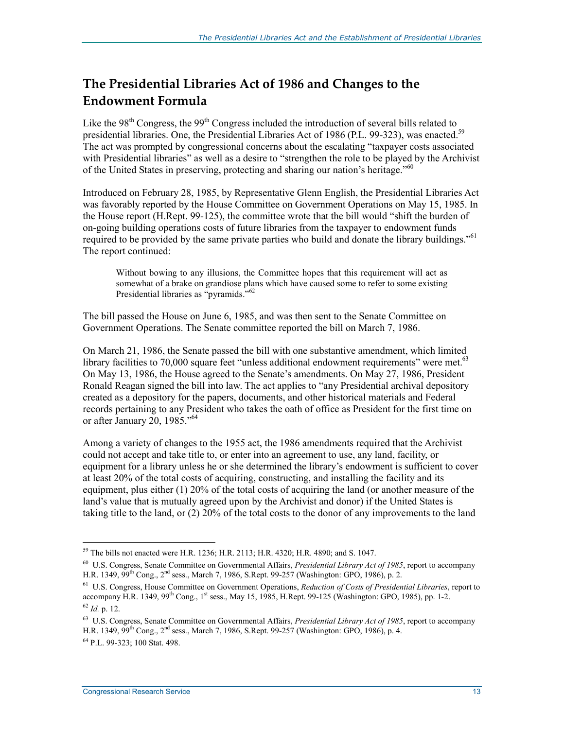## The Presidential Libraries Act of 1986 and Changes to the Endowment Formula

Like the 98th Congress, the 99th Congress included the introduction of several bills related to presidential libraries. One, the Presidential Libraries Act of 1986 (P.L. 99-323), was enacted.[59] The act was prompted by congressional concerns about the escalating "taxpayer costs associated with Presidential libraries" as well as a desire to "strengthen the role to be played by the Archivist of the United States in preserving, protecting and sharing our nation's heritage."[60]

Introduced on February 28, 1985, by Representative Glenn English, the Presidential Libraries Act was favorably reported by the House Committee on Government Operations on May 15, 1985. In the House report (H.Rept. 99-125), the committee wrote that the bill would "shift the burden of on-going building operations costs of future libraries from the taxpayer to endowment funds required to be provided by the same private parties who build and donate the library buildings."[61] The report continued:

> Without bowing to any illusions, the Committee hopes that this requirement will act as somewhat of a brake on grandiose plans which have caused some to refer to some existing Presidential libraries as "pyramids."[62]

The bill passed the House on June 6, 1985, and was then sent to the Senate Committee on Government Operations. The Senate committee reported the bill on March 7, 1986.

On March 21, 1986, the Senate passed the bill with one substantive amendment, which limited library facilities to 70,000 square feet "unless additional endowment requirements" were met.[63] On May 13, 1986, the House agreed to the Senate's amendments. On May 27, 1986, President Ronald Reagan signed the bill into law. The act applies to "any Presidential archival depository created as a depository for the papers, documents, and other historical materials and Federal records pertaining to any President who takes the oath of office as President for the first time on or after January 20, 1985."[64]

Among a variety of changes to the 1955 act, the 1986 amendments required that the Archivist could not accept and take title to, or enter into an agreement to use, any land, facility, or equipment for a library unless he or she determined the library's endowment is sufficient to cover at least 20% of the total costs of acquiring, constructing, and installing the facility and its equipment, plus either (1) 20% of the total costs of acquiring the land (or another measure of the land's value that is mutually agreed upon by the Archivist and donor) if the United States is taking title to the land, or (2) 20% of the total costs to the donor of any improvements to the land

---

[59] The bills not enacted were H.R. 1236; H.R. 2113; H.R. 4320; H.R. 4890; and S. 1047.

[60] U.S. Congress, Senate Committee on Governmental Affairs, *Presidential Library Act of 1985*, report to accompany H.R. 1349, 99th Cong., 2nd sess., March 7, 1986, S.Rept. 99-257 (Washington: GPO, 1986), p. 2.

[61] U.S. Congress, House Committee on Government Operations, *Reduction of Costs of Presidential Libraries*, report to accompany H.R. 1349, 99th Cong., 1st sess., May 15, 1985, H.Rept. 99-125 (Washington: GPO, 1985), pp. 1-2.

[62] *Id.* p. 12.

[63] U.S. Congress, Senate Committee on Governmental Affairs, *Presidential Library Act of 1985*, report to accompany H.R. 1349, 99th Cong., 2nd sess., March 7, 1986, S.Rept. 99-257 (Washington: GPO, 1986), p. 4.

[64] P.L. 99-323; 100 Stat. 498.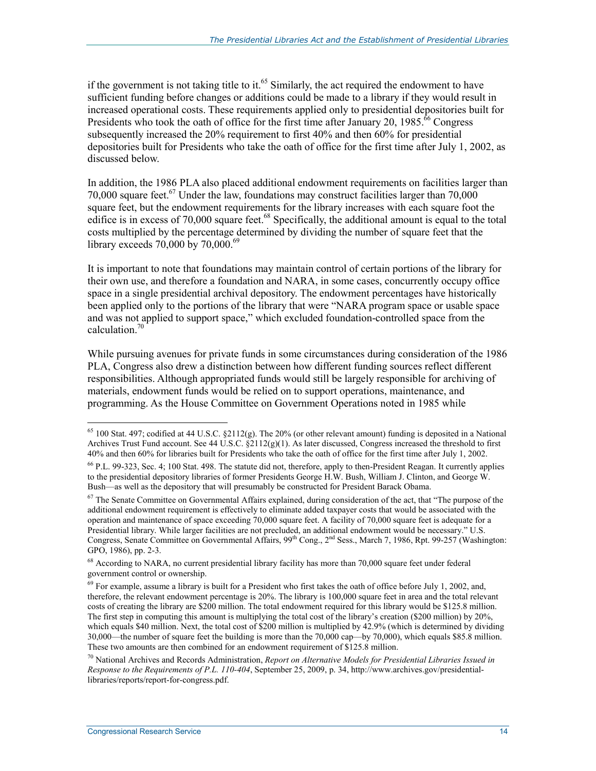if the government is not taking title to it.[65] Similarly, the act required the endowment to have sufficient funding before changes or additions could be made to a library if they would result in increased operational costs. These requirements applied only to presidential depositories built for Presidents who took the oath of office for the first time after January 20, 1985.[66] Congress subsequently increased the 20% requirement to first 40% and then 60% for presidential depositories built for Presidents who take the oath of office for the first time after July 1, 2002, as discussed below.

In addition, the 1986 PLA also placed additional endowment requirements on facilities larger than 70,000 square feet.[67] Under the law, foundations may construct facilities larger than 70,000 square feet, but the endowment requirements for the library increases with each square foot the edifice is in excess of 70,000 square feet.[68] Specifically, the additional amount is equal to the total costs multiplied by the percentage determined by dividing the number of square feet that the library exceeds 70,000 by 70,000.[69]

It is important to note that foundations may maintain control of certain portions of the library for their own use, and therefore a foundation and NARA, in some cases, concurrently occupy office space in a single presidential archival depository. The endowment percentages have historically been applied only to the portions of the library that were "NARA program space or usable space and was not applied to support space," which excluded foundation-controlled space from the calculation.[70]

While pursuing avenues for private funds in some circumstances during consideration of the 1986 PLA, Congress also drew a distinction between how different funding sources reflect different responsibilities. Although appropriated funds would still be largely responsible for archiving of materials, endowment funds would be relied on to support operations, maintenance, and programming. As the House Committee on Government Operations noted in 1985 while

---

[65] 100 Stat. 497; codified at 44 U.S.C. §2112(g). The 20% (or other relevant amount) funding is deposited in a National Archives Trust Fund account. See 44 U.S.C. §2112(g)(1). As later discussed, Congress increased the threshold to first 40% and then 60% for libraries built for Presidents who take the oath of office for the first time after July 1, 2002.

[66] P.L. 99-323, Sec. 4; 100 Stat. 498. The statute did not, therefore, apply to then-President Reagan. It currently applies to the presidential depository libraries of former Presidents George H.W. Bush, William J. Clinton, and George W. Bush—as well as the depository that will presumably be constructed for President Barack Obama.

[67] The Senate Committee on Governmental Affairs explained, during consideration of the act, that "The purpose of the additional endowment requirement is effectively to eliminate added taxpayer costs that would be associated with the operation and maintenance of space exceeding 70,000 square feet. A facility of 70,000 square feet is adequate for a Presidential library. While larger facilities are not precluded, an additional endowment would be necessary." U.S. Congress, Senate Committee on Governmental Affairs, 99th Cong., 2nd Sess., March 7, 1986, Rpt. 99-257 (Washington: GPO, 1986), pp. 2-3.

[68] According to NARA, no current presidential library facility has more than 70,000 square feet under federal government control or ownership.

[69] For example, assume a library is built for a President who first takes the oath of office before July 1, 2002, and, therefore, the relevant endowment percentage is 20%. The library is 100,000 square feet in area and the total relevant costs of creating the library are $200 million. The total endowment required for this library would be $125.8 million. The first step in computing this amount is multiplying the total cost of the library's creation ($200 million) by 20%, which equals $40 million. Next, the total cost of $200 million is multiplied by 42.9% (which is determined by dividing 30,000—the number of square feet the building is more than the 70,000 cap—by 70,000), which equals $85.8 million. These two amounts are then combined for an endowment requirement of $125.8 million.

[70] National Archives and Records Administration, *Report on Alternative Models for Presidential Libraries Issued in Response to the Requirements of P.L. 110-404*, September 25, 2009, p. 34, http://www.archives.gov/presidential-libraries/reports/report-for-congress.pdf.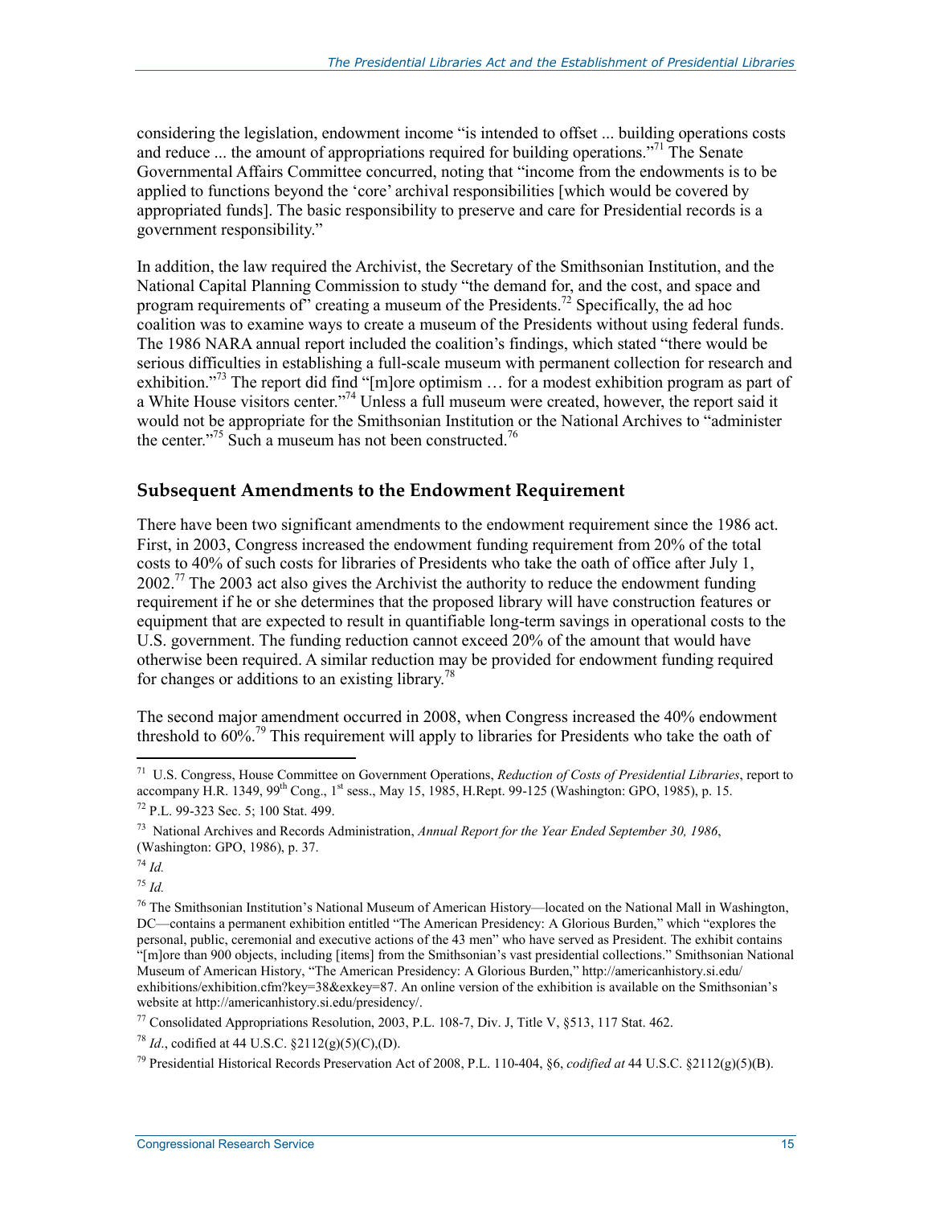considering the legislation, endowment income "is intended to offset ... building operations costs and reduce ... the amount of appropriations required for building operations."[71] The Senate Governmental Affairs Committee concurred, noting that "income from the endowments is to be applied to functions beyond the 'core' archival responsibilities [which would be covered by appropriated funds]. The basic responsibility to preserve and care for Presidential records is a government responsibility."

In addition, the law required the Archivist, the Secretary of the Smithsonian Institution, and the National Capital Planning Commission to study "the demand for, and the cost, and space and program requirements of" creating a museum of the Presidents.[72] Specifically, the ad hoc coalition was to examine ways to create a museum of the Presidents without using federal funds. The 1986 NARA annual report included the coalition's findings, which stated "there would be serious difficulties in establishing a full-scale museum with permanent collection for research and exhibition."[73] The report did find "[m]ore optimism … for a modest exhibition program as part of a White House visitors center."[74] Unless a full museum were created, however, the report said it would not be appropriate for the Smithsonian Institution or the National Archives to "administer the center."[75] Such a museum has not been constructed.[76]

## Subsequent Amendments to the Endowment Requirement

There have been two significant amendments to the endowment requirement since the 1986 act. First, in 2003, Congress increased the endowment funding requirement from 20% of the total costs to 40% of such costs for libraries of Presidents who take the oath of office after July 1, 2002.[77] The 2003 act also gives the Archivist the authority to reduce the endowment funding requirement if he or she determines that the proposed library will have construction features or equipment that are expected to result in quantifiable long-term savings in operational costs to the U.S. government. The funding reduction cannot exceed 20% of the amount that would have otherwise been required. A similar reduction may be provided for endowment funding required for changes or additions to an existing library.[78]

The second major amendment occurred in 2008, when Congress increased the 40% endowment threshold to 60%.[79] This requirement will apply to libraries for Presidents who take the oath of

---

[71] U.S. Congress, House Committee on Government Operations, *Reduction of Costs of Presidential Libraries*, report to accompany H.R. 1349, 99th Cong., 1st sess., May 15, 1985, H.Rept. 99-125 (Washington: GPO, 1985), p. 15.

[72] P.L. 99-323 Sec. 5; 100 Stat. 499.

[73] National Archives and Records Administration, *Annual Report for the Year Ended September 30, 1986*, (Washington: GPO, 1986), p. 37.

[74] *Id.*

[75] *Id.*

[76] The Smithsonian Institution's National Museum of American History—located on the National Mall in Washington, DC—contains a permanent exhibition entitled "The American Presidency: A Glorious Burden," which "explores the personal, public, ceremonial and executive actions of the 43 men" who have served as President. The exhibit contains "[m]ore than 900 objects, including [items] from the Smithsonian's vast presidential collections." Smithsonian National Museum of American History, "The American Presidency: A Glorious Burden," http://americanhistory.si.edu/exhibitions/exhibition.cfm?key=38&exkey=87. An online version of the exhibition is available on the Smithsonian's website at http://americanhistory.si.edu/presidency/.

[77] Consolidated Appropriations Resolution, 2003, P.L. 108-7, Div. J, Title V, §513, 117 Stat. 462.

[78] *Id*., codified at 44 U.S.C. §2112(g)(5)(C),(D).

[79] Presidential Historical Records Preservation Act of 2008, P.L. 110-404, §6, *codified at* 44 U.S.C. §2112(g)(5)(B).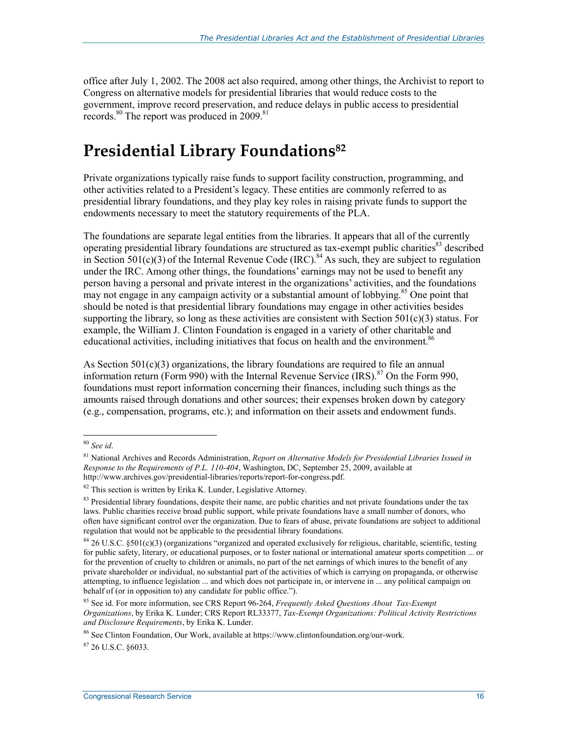office after July 1, 2002. The 2008 act also required, among other things, the Archivist to report to Congress on alternative models for presidential libraries that would reduce costs to the government, improve record preservation, and reduce delays in public access to presidential records.[80] The report was produced in 2009.[81]

# Presidential Library Foundations[82]

Private organizations typically raise funds to support facility construction, programming, and other activities related to a President's legacy. These entities are commonly referred to as presidential library foundations, and they play key roles in raising private funds to support the endowments necessary to meet the statutory requirements of the PLA.

The foundations are separate legal entities from the libraries. It appears that all of the currently operating presidential library foundations are structured as tax-exempt public charities[83] described in Section 501(c)(3) of the Internal Revenue Code (IRC).[84] As such, they are subject to regulation under the IRC. Among other things, the foundations' earnings may not be used to benefit any person having a personal and private interest in the organizations' activities, and the foundations may not engage in any campaign activity or a substantial amount of lobbying.[85] One point that should be noted is that presidential library foundations may engage in other activities besides supporting the library, so long as these activities are consistent with Section 501(c)(3) status. For example, the William J. Clinton Foundation is engaged in a variety of other charitable and educational activities, including initiatives that focus on health and the environment.[86]

As Section 501(c)(3) organizations, the library foundations are required to file an annual information return (Form 990) with the Internal Revenue Service (IRS).[87] On the Form 990, foundations must report information concerning their finances, including such things as the amounts raised through donations and other sources; their expenses broken down by category (e.g., compensation, programs, etc.); and information on their assets and endowment funds.

---

[80] *See id*.

[81] National Archives and Records Administration, *Report on Alternative Models for Presidential Libraries Issued in Response to the Requirements of P.L. 110-404*, Washington, DC, September 25, 2009, available at http://www.archives.gov/presidential-libraries/reports/report-for-congress.pdf.

[82] This section is written by Erika K. Lunder, Legislative Attorney.

[83] Presidential library foundations, despite their name, are public charities and not private foundations under the tax laws. Public charities receive broad public support, while private foundations have a small number of donors, who often have significant control over the organization. Due to fears of abuse, private foundations are subject to additional regulation that would not be applicable to the presidential library foundations.

[84] 26 U.S.C. §501(c)(3) (organizations "organized and operated exclusively for religious, charitable, scientific, testing for public safety, literary, or educational purposes, or to foster national or international amateur sports competition ... or for the prevention of cruelty to children or animals, no part of the net earnings of which inures to the benefit of any private shareholder or individual, no substantial part of the activities of which is carrying on propaganda, or otherwise attempting, to influence legislation ... and which does not participate in, or intervene in ... any political campaign on behalf of (or in opposition to) any candidate for public office.").

[85] See id. For more information, see CRS Report 96-264, *Frequently Asked Questions About Tax-Exempt Organizations*, by Erika K. Lunder; CRS Report RL33377, *Tax-Exempt Organizations: Political Activity Restrictions and Disclosure Requirements*, by Erika K. Lunder.

[86] See Clinton Foundation, Our Work, available at https://www.clintonfoundation.org/our-work.

[87] 26 U.S.C. §6033.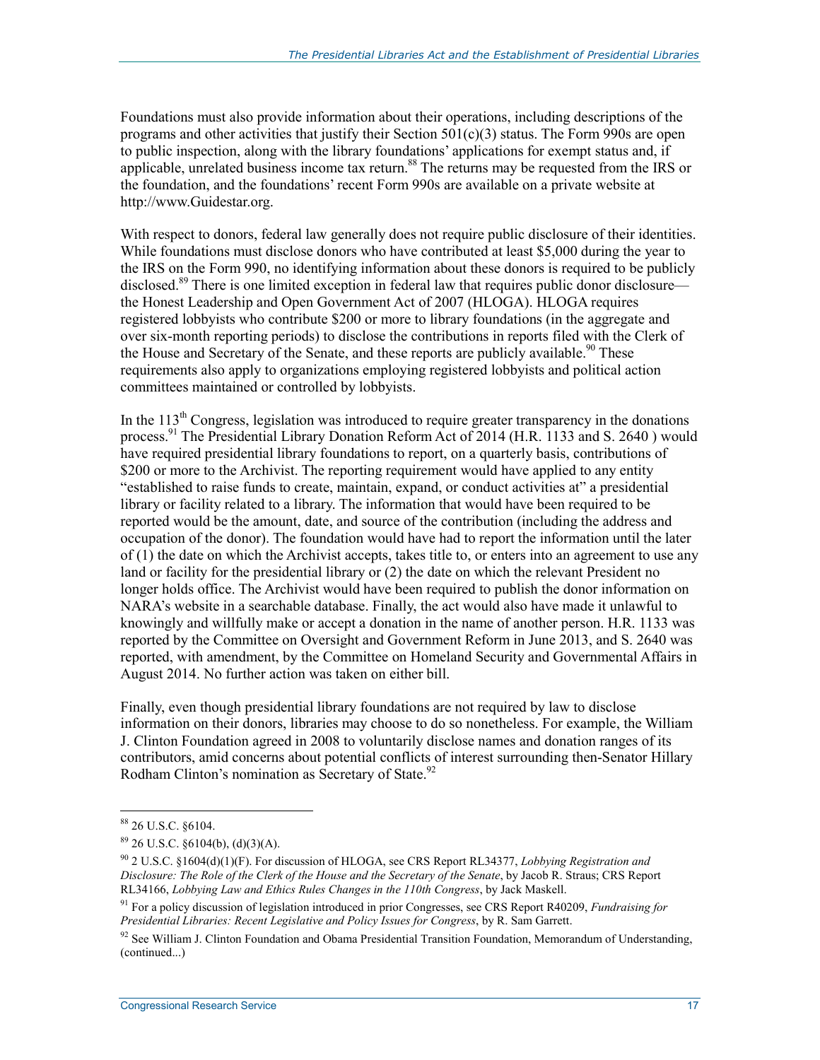Foundations must also provide information about their operations, including descriptions of the programs and other activities that justify their Section 501(c)(3) status. The Form 990s are open to public inspection, along with the library foundations' applications for exempt status and, if applicable, unrelated business income tax return.[88] The returns may be requested from the IRS or the foundation, and the foundations' recent Form 990s are available on a private website at http://www.Guidestar.org.

With respect to donors, federal law generally does not require public disclosure of their identities. While foundations must disclose donors who have contributed at least $5,000 during the year to the IRS on the Form 990, no identifying information about these donors is required to be publicly disclosed.[89] There is one limited exception in federal law that requires public donor disclosure—the Honest Leadership and Open Government Act of 2007 (HLOGA). HLOGA requires registered lobbyists who contribute $200 or more to library foundations (in the aggregate and over six-month reporting periods) to disclose the contributions in reports filed with the Clerk of the House and Secretary of the Senate, and these reports are publicly available.[90] These requirements also apply to organizations employing registered lobbyists and political action committees maintained or controlled by lobbyists.

In the 113th Congress, legislation was introduced to require greater transparency in the donations process.[91] The Presidential Library Donation Reform Act of 2014 (H.R. 1133 and S. 2640 ) would have required presidential library foundations to report, on a quarterly basis, contributions of $200 or more to the Archivist. The reporting requirement would have applied to any entity "established to raise funds to create, maintain, expand, or conduct activities at" a presidential library or facility related to a library. The information that would have been required to be reported would be the amount, date, and source of the contribution (including the address and occupation of the donor). The foundation would have had to report the information until the later of (1) the date on which the Archivist accepts, takes title to, or enters into an agreement to use any land or facility for the presidential library or (2) the date on which the relevant President no longer holds office. The Archivist would have been required to publish the donor information on NARA's website in a searchable database. Finally, the act would also have made it unlawful to knowingly and willfully make or accept a donation in the name of another person. H.R. 1133 was reported by the Committee on Oversight and Government Reform in June 2013, and S. 2640 was reported, with amendment, by the Committee on Homeland Security and Governmental Affairs in August 2014. No further action was taken on either bill.

Finally, even though presidential library foundations are not required by law to disclose information on their donors, libraries may choose to do so nonetheless. For example, the William J. Clinton Foundation agreed in 2008 to voluntarily disclose names and donation ranges of its contributors, amid concerns about potential conflicts of interest surrounding then-Senator Hillary Rodham Clinton's nomination as Secretary of State.[92]

---

[88] 26 U.S.C. §6104.

[89] 26 U.S.C. §6104(b), (d)(3)(A).

[90] 2 U.S.C. §1604(d)(1)(F). For discussion of HLOGA, see CRS Report RL34377, *Lobbying Registration and Disclosure: The Role of the Clerk of the House and the Secretary of the Senate*, by Jacob R. Straus; CRS Report RL34166, *Lobbying Law and Ethics Rules Changes in the 110th Congress*, by Jack Maskell.

[91] For a policy discussion of legislation introduced in prior Congresses, see CRS Report R40209, *Fundraising for Presidential Libraries: Recent Legislative and Policy Issues for Congress*, by R. Sam Garrett.

[92] See William J. Clinton Foundation and Obama Presidential Transition Foundation, Memorandum of Understanding, (continued...)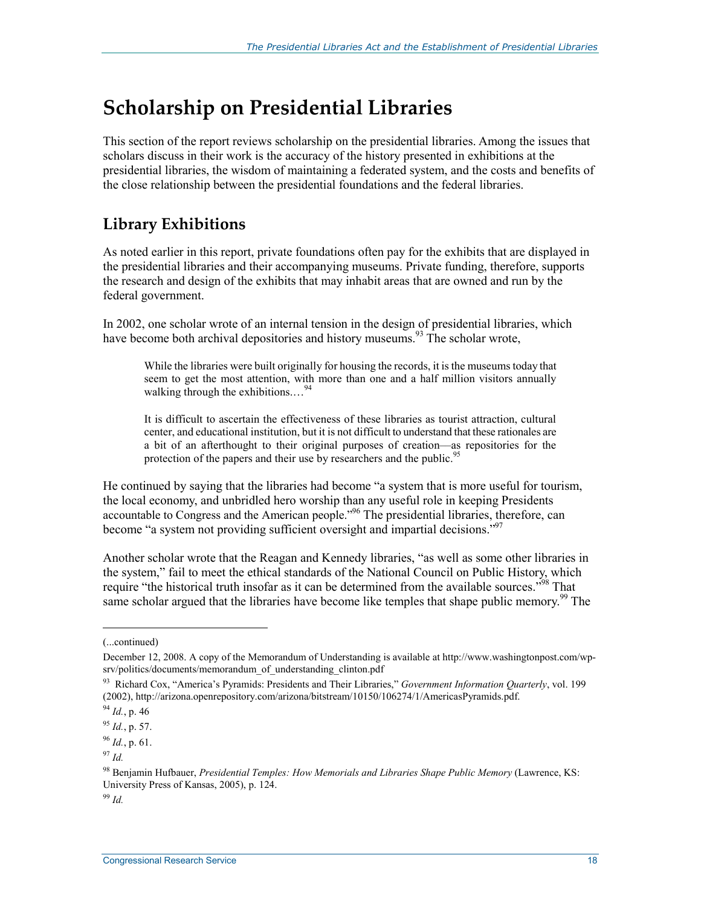# Scholarship on Presidential Libraries

This section of the report reviews scholarship on the presidential libraries. Among the issues that scholars discuss in their work is the accuracy of the history presented in exhibitions at the presidential libraries, the wisdom of maintaining a federated system, and the costs and benefits of the close relationship between the presidential foundations and the federal libraries.

## Library Exhibitions

As noted earlier in this report, private foundations often pay for the exhibits that are displayed in the presidential libraries and their accompanying museums. Private funding, therefore, supports the research and design of the exhibits that may inhabit areas that are owned and run by the federal government.

In 2002, one scholar wrote of an internal tension in the design of presidential libraries, which have become both archival depositories and history museums.[93] The scholar wrote,

> While the libraries were built originally for housing the records, it is the museums today that seem to get the most attention, with more than one and a half million visitors annually walking through the exhibitions....[94]
>
> It is difficult to ascertain the effectiveness of these libraries as tourist attraction, cultural center, and educational institution, but it is not difficult to understand that these rationales are a bit of an afterthought to their original purposes of creation—as repositories for the protection of the papers and their use by researchers and the public.[95]

He continued by saying that the libraries had become "a system that is more useful for tourism, the local economy, and unbridled hero worship than any useful role in keeping Presidents accountable to Congress and the American people."[96] The presidential libraries, therefore, can become "a system not providing sufficient oversight and impartial decisions."[97]

Another scholar wrote that the Reagan and Kennedy libraries, "as well as some other libraries in the system," fail to meet the ethical standards of the National Council on Public History, which require "the historical truth insofar as it can be determined from the available sources."[98] That same scholar argued that the libraries have become like temples that shape public memory.[99] The

---

(...continued)

December 12, 2008. A copy of the Memorandum of Understanding is available at http://www.washingtonpost.com/wp-srv/politics/documents/memorandum_of_understanding_clinton.pdf

[93] Richard Cox, "America's Pyramids: Presidents and Their Libraries," *Government Information Quarterly*, vol. 199 (2002), http://arizona.openrepository.com/arizona/bitstream/10150/106274/1/AmericasPyramids.pdf.

[94] *Id.*, p. 46

[95] *Id.*, p. 57.

[96] *Id.*, p. 61.

[97] *Id.*

[98] Benjamin Hufbauer, *Presidential Temples: How Memorials and Libraries Shape Public Memory* (Lawrence, KS: University Press of Kansas, 2005), p. 124.

[99] *Id.*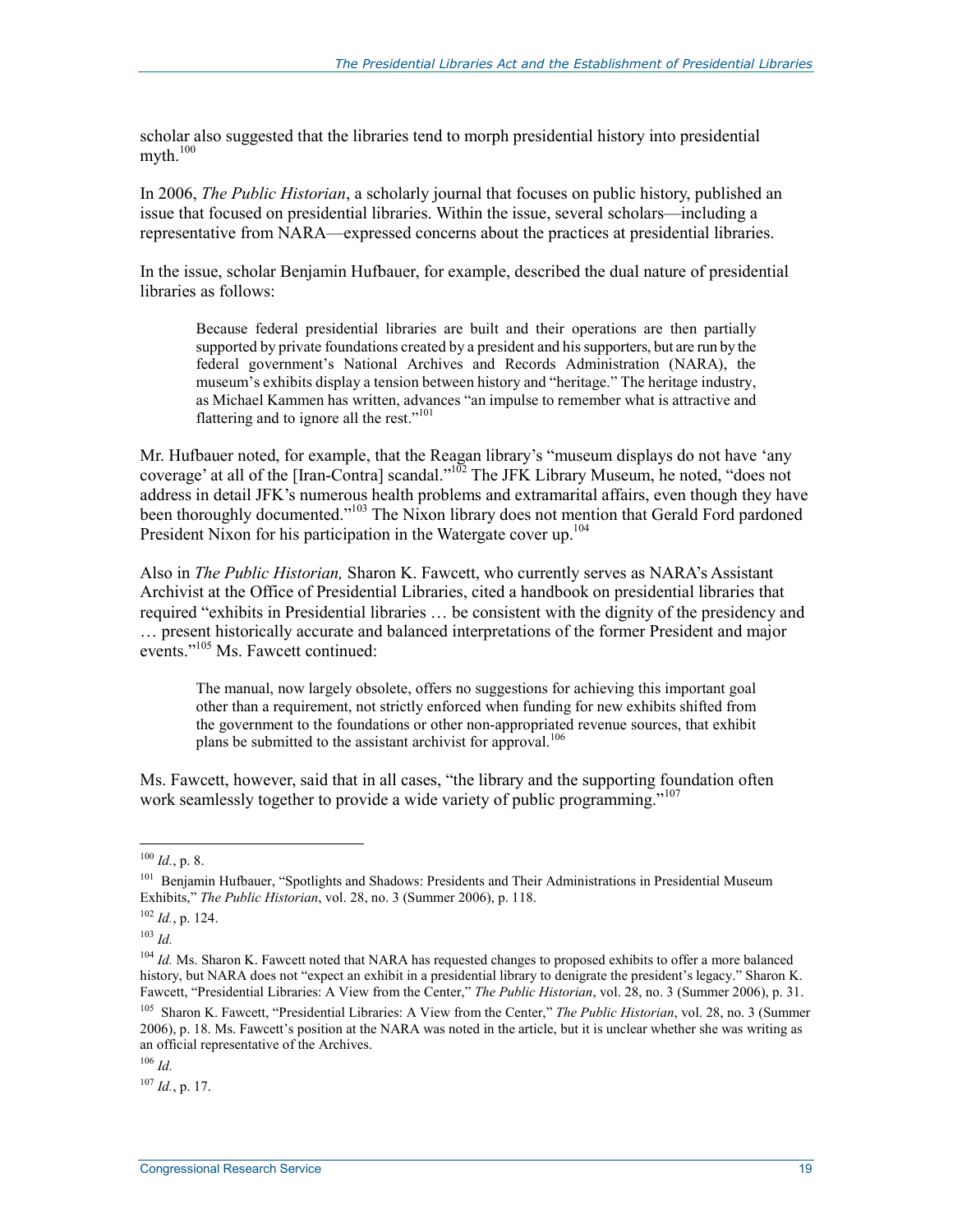scholar also suggested that the libraries tend to morph presidential history into presidential myth.[100]

In 2006, *The Public Historian*, a scholarly journal that focuses on public history, published an issue that focused on presidential libraries. Within the issue, several scholars—including a representative from NARA—expressed concerns about the practices at presidential libraries.

In the issue, scholar Benjamin Hufbauer, for example, described the dual nature of presidential libraries as follows:

> Because federal presidential libraries are built and their operations are then partially supported by private foundations created by a president and his supporters, but are run by the federal government's National Archives and Records Administration (NARA), the museum's exhibits display a tension between history and "heritage." The heritage industry, as Michael Kammen has written, advances "an impulse to remember what is attractive and flattering and to ignore all the rest."[101]

Mr. Hufbauer noted, for example, that the Reagan library's "museum displays do not have 'any coverage' at all of the [Iran-Contra] scandal."[102] The JFK Library Museum, he noted, "does not address in detail JFK's numerous health problems and extramarital affairs, even though they have been thoroughly documented."[103] The Nixon library does not mention that Gerald Ford pardoned President Nixon for his participation in the Watergate cover up.[104]

Also in *The Public Historian,* Sharon K. Fawcett, who currently serves as NARA's Assistant Archivist at the Office of Presidential Libraries, cited a handbook on presidential libraries that required "exhibits in Presidential libraries … be consistent with the dignity of the presidency and … present historically accurate and balanced interpretations of the former President and major events."[105] Ms. Fawcett continued:

> The manual, now largely obsolete, offers no suggestions for achieving this important goal other than a requirement, not strictly enforced when funding for new exhibits shifted from the government to the foundations or other non-appropriated revenue sources, that exhibit plans be submitted to the assistant archivist for approval.[106]

Ms. Fawcett, however, said that in all cases, "the library and the supporting foundation often work seamlessly together to provide a wide variety of public programming."[107]

---

[100] *Id.*, p. 8.

[101] Benjamin Hufbauer, "Spotlights and Shadows: Presidents and Their Administrations in Presidential Museum Exhibits," *The Public Historian*, vol. 28, no. 3 (Summer 2006), p. 118.

[102] *Id.*, p. 124.

[103] *Id.*

[104] *Id.* Ms. Sharon K. Fawcett noted that NARA has requested changes to proposed exhibits to offer a more balanced history, but NARA does not "expect an exhibit in a presidential library to denigrate the president's legacy." Sharon K. Fawcett, "Presidential Libraries: A View from the Center," *The Public Historian*, vol. 28, no. 3 (Summer 2006), p. 31.

[105] Sharon K. Fawcett, "Presidential Libraries: A View from the Center," *The Public Historian*, vol. 28, no. 3 (Summer 2006), p. 18. Ms. Fawcett's position at the NARA was noted in the article, but it is unclear whether she was writing as an official representative of the Archives.

[106] *Id.*

[107] *Id.*, p. 17.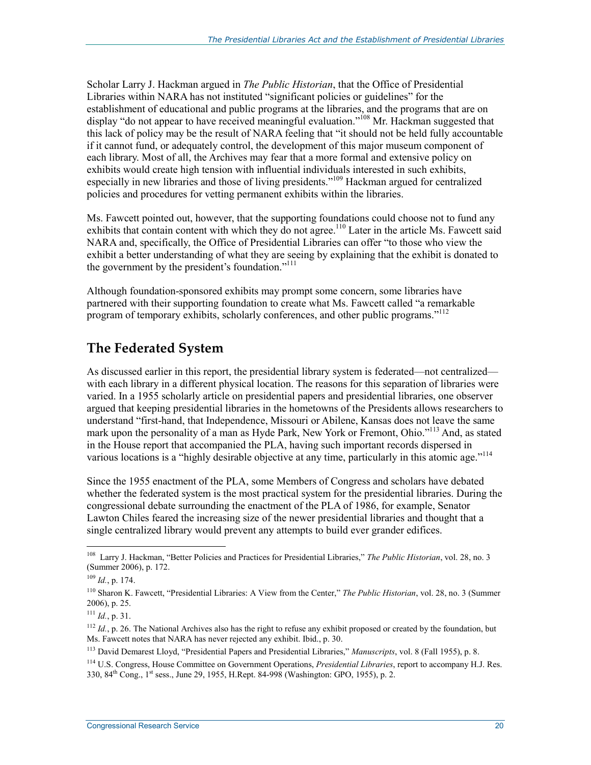Scholar Larry J. Hackman argued in *The Public Historian*, that the Office of Presidential Libraries within NARA has not instituted "significant policies or guidelines" for the establishment of educational and public programs at the libraries, and the programs that are on display "do not appear to have received meaningful evaluation."[108] Mr. Hackman suggested that this lack of policy may be the result of NARA feeling that "it should not be held fully accountable if it cannot fund, or adequately control, the development of this major museum component of each library. Most of all, the Archives may fear that a more formal and extensive policy on exhibits would create high tension with influential individuals interested in such exhibits, especially in new libraries and those of living presidents."[109] Hackman argued for centralized policies and procedures for vetting permanent exhibits within the libraries.

Ms. Fawcett pointed out, however, that the supporting foundations could choose not to fund any exhibits that contain content with which they do not agree.[110] Later in the article Ms. Fawcett said NARA and, specifically, the Office of Presidential Libraries can offer "to those who view the exhibit a better understanding of what they are seeing by explaining that the exhibit is donated to the government by the president's foundation."[111]

Although foundation-sponsored exhibits may prompt some concern, some libraries have partnered with their supporting foundation to create what Ms. Fawcett called "a remarkable program of temporary exhibits, scholarly conferences, and other public programs."[112]

## The Federated System

As discussed earlier in this report, the presidential library system is federated—not centralized—with each library in a different physical location. The reasons for this separation of libraries were varied. In a 1955 scholarly article on presidential papers and presidential libraries, one observer argued that keeping presidential libraries in the hometowns of the Presidents allows researchers to understand "first-hand, that Independence, Missouri or Abilene, Kansas does not leave the same mark upon the personality of a man as Hyde Park, New York or Fremont, Ohio."[113] And, as stated in the House report that accompanied the PLA, having such important records dispersed in various locations is a "highly desirable objective at any time, particularly in this atomic age."[114]

Since the 1955 enactment of the PLA, some Members of Congress and scholars have debated whether the federated system is the most practical system for the presidential libraries. During the congressional debate surrounding the enactment of the PLA of 1986, for example, Senator Lawton Chiles feared the increasing size of the newer presidential libraries and thought that a single centralized library would prevent any attempts to build ever grander edifices.

---

[108] Larry J. Hackman, "Better Policies and Practices for Presidential Libraries," *The Public Historian*, vol. 28, no. 3 (Summer 2006), p. 172.

[109] *Id.*, p. 174.

[110] Sharon K. Fawcett, "Presidential Libraries: A View from the Center," *The Public Historian*, vol. 28, no. 3 (Summer 2006), p. 25.

[111] *Id.*, p. 31.

[112] *Id.*, p. 26. The National Archives also has the right to refuse any exhibit proposed or created by the foundation, but Ms. Fawcett notes that NARA has never rejected any exhibit. Ibid., p. 30.

[113] David Demarest Lloyd, "Presidential Papers and Presidential Libraries," *Manuscripts*, vol. 8 (Fall 1955), p. 8.

[114] U.S. Congress, House Committee on Government Operations, *Presidential Libraries*, report to accompany H.J. Res. 330, 84th Cong., 1st sess., June 29, 1955, H.Rept. 84-998 (Washington: GPO, 1955), p. 2.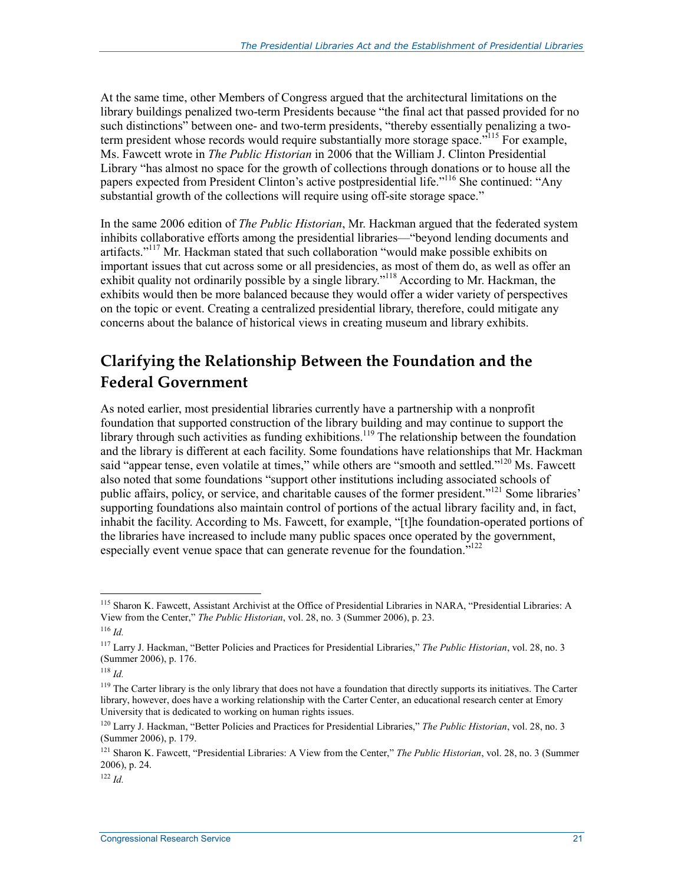At the same time, other Members of Congress argued that the architectural limitations on the library buildings penalized two-term Presidents because "the final act that passed provided for no such distinctions" between one- and two-term presidents, "thereby essentially penalizing a two-term president whose records would require substantially more storage space."[115] For example, Ms. Fawcett wrote in *The Public Historian* in 2006 that the William J. Clinton Presidential Library "has almost no space for the growth of collections through donations or to house all the papers expected from President Clinton's active postpresidential life."[116] She continued: "Any substantial growth of the collections will require using off-site storage space."

In the same 2006 edition of *The Public Historian*, Mr. Hackman argued that the federated system inhibits collaborative efforts among the presidential libraries—"beyond lending documents and artifacts."[117] Mr. Hackman stated that such collaboration "would make possible exhibits on important issues that cut across some or all presidencies, as most of them do, as well as offer an exhibit quality not ordinarily possible by a single library."[118] According to Mr. Hackman, the exhibits would then be more balanced because they would offer a wider variety of perspectives on the topic or event. Creating a centralized presidential library, therefore, could mitigate any concerns about the balance of historical views in creating museum and library exhibits.

## Clarifying the Relationship Between the Foundation and the Federal Government

As noted earlier, most presidential libraries currently have a partnership with a nonprofit foundation that supported construction of the library building and may continue to support the library through such activities as funding exhibitions.[119] The relationship between the foundation and the library is different at each facility. Some foundations have relationships that Mr. Hackman said "appear tense, even volatile at times," while others are "smooth and settled."[120] Ms. Fawcett also noted that some foundations "support other institutions including associated schools of public affairs, policy, or service, and charitable causes of the former president."[121] Some libraries' supporting foundations also maintain control of portions of the actual library facility and, in fact, inhabit the facility. According to Ms. Fawcett, for example, "[t]he foundation-operated portions of the libraries have increased to include many public spaces once operated by the government, especially event venue space that can generate revenue for the foundation."[122]

---

[115] Sharon K. Fawcett, Assistant Archivist at the Office of Presidential Libraries in NARA, "Presidential Libraries: A View from the Center," *The Public Historian*, vol. 28, no. 3 (Summer 2006), p. 23.

[116] *Id.*

[117] Larry J. Hackman, "Better Policies and Practices for Presidential Libraries," *The Public Historian*, vol. 28, no. 3 (Summer 2006), p. 176.

[118] *Id.*

[119] The Carter library is the only library that does not have a foundation that directly supports its initiatives. The Carter library, however, does have a working relationship with the Carter Center, an educational research center at Emory University that is dedicated to working on human rights issues.

[120] Larry J. Hackman, "Better Policies and Practices for Presidential Libraries," *The Public Historian*, vol. 28, no. 3 (Summer 2006), p. 179.

[121] Sharon K. Fawcett, "Presidential Libraries: A View from the Center," *The Public Historian*, vol. 28, no. 3 (Summer 2006), p. 24.

[122] *Id.*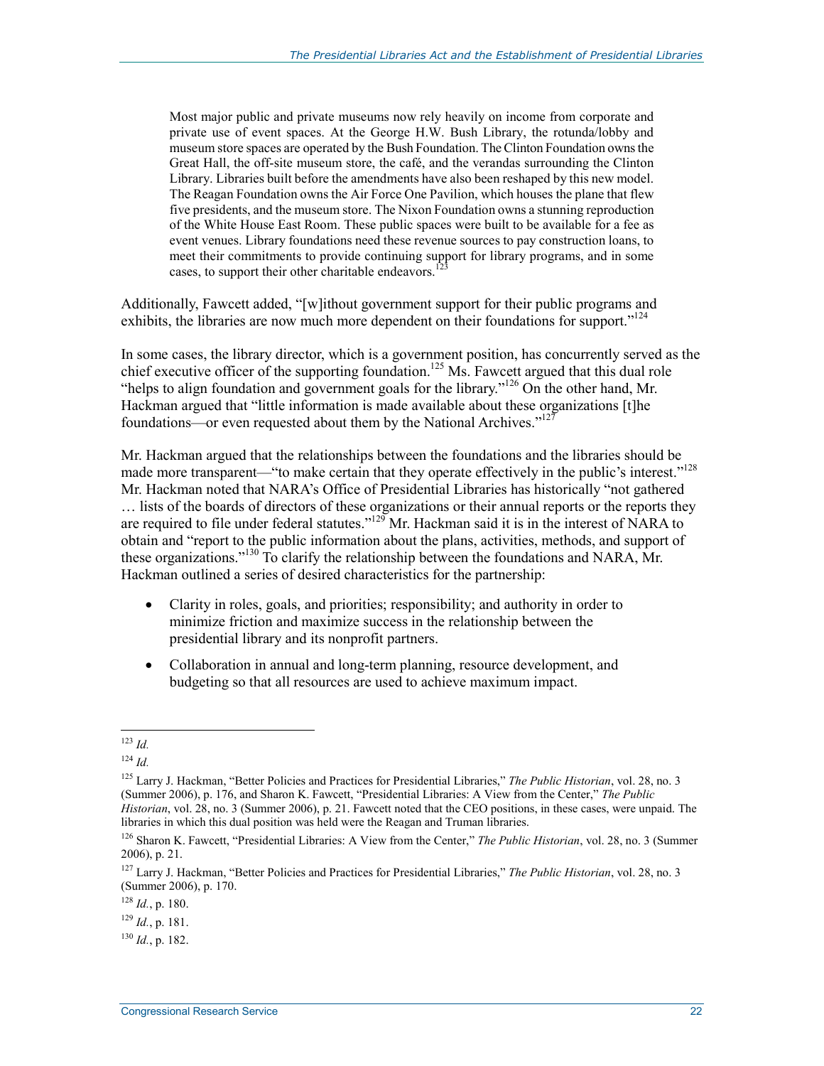> Most major public and private museums now rely heavily on income from corporate and private use of event spaces. At the George H.W. Bush Library, the rotunda/lobby and museum store spaces are operated by the Bush Foundation. The Clinton Foundation owns the Great Hall, the off-site museum store, the café, and the verandas surrounding the Clinton Library. Libraries built before the amendments have also been reshaped by this new model. The Reagan Foundation owns the Air Force One Pavilion, which houses the plane that flew five presidents, and the museum store. The Nixon Foundation owns a stunning reproduction of the White House East Room. These public spaces were built to be available for a fee as event venues. Library foundations need these revenue sources to pay construction loans, to meet their commitments to provide continuing support for library programs, and in some cases, to support their other charitable endeavors.[123]

Additionally, Fawcett added, "[w]ithout government support for their public programs and exhibits, the libraries are now much more dependent on their foundations for support."[124]

In some cases, the library director, which is a government position, has concurrently served as the chief executive officer of the supporting foundation.[125] Ms. Fawcett argued that this dual role "helps to align foundation and government goals for the library."[126] On the other hand, Mr. Hackman argued that "little information is made available about these organizations [t]he foundations—or even requested about them by the National Archives."[127]

Mr. Hackman argued that the relationships between the foundations and the libraries should be made more transparent—"to make certain that they operate effectively in the public's interest."[128] Mr. Hackman noted that NARA's Office of Presidential Libraries has historically "not gathered … lists of the boards of directors of these organizations or their annual reports or the reports they are required to file under federal statutes."[129] Mr. Hackman said it is in the interest of NARA to obtain and "report to the public information about the plans, activities, methods, and support of these organizations."[130] To clarify the relationship between the foundations and NARA, Mr. Hackman outlined a series of desired characteristics for the partnership:

- Clarity in roles, goals, and priorities; responsibility; and authority in order to minimize friction and maximize success in the relationship between the presidential library and its nonprofit partners.
- Collaboration in annual and long-term planning, resource development, and budgeting so that all resources are used to achieve maximum impact.

---

[123] *Id.*

[124] *Id.*

[125] Larry J. Hackman, "Better Policies and Practices for Presidential Libraries," *The Public Historian*, vol. 28, no. 3 (Summer 2006), p. 176, and Sharon K. Fawcett, "Presidential Libraries: A View from the Center," *The Public Historian*, vol. 28, no. 3 (Summer 2006), p. 21. Fawcett noted that the CEO positions, in these cases, were unpaid. The libraries in which this dual position was held were the Reagan and Truman libraries.

[126] Sharon K. Fawcett, "Presidential Libraries: A View from the Center," *The Public Historian*, vol. 28, no. 3 (Summer 2006), p. 21.

[127] Larry J. Hackman, "Better Policies and Practices for Presidential Libraries," *The Public Historian*, vol. 28, no. 3 (Summer 2006), p. 170.

[128] *Id.*, p. 180.

[129] *Id.*, p. 181.

[130] *Id.*, p. 182.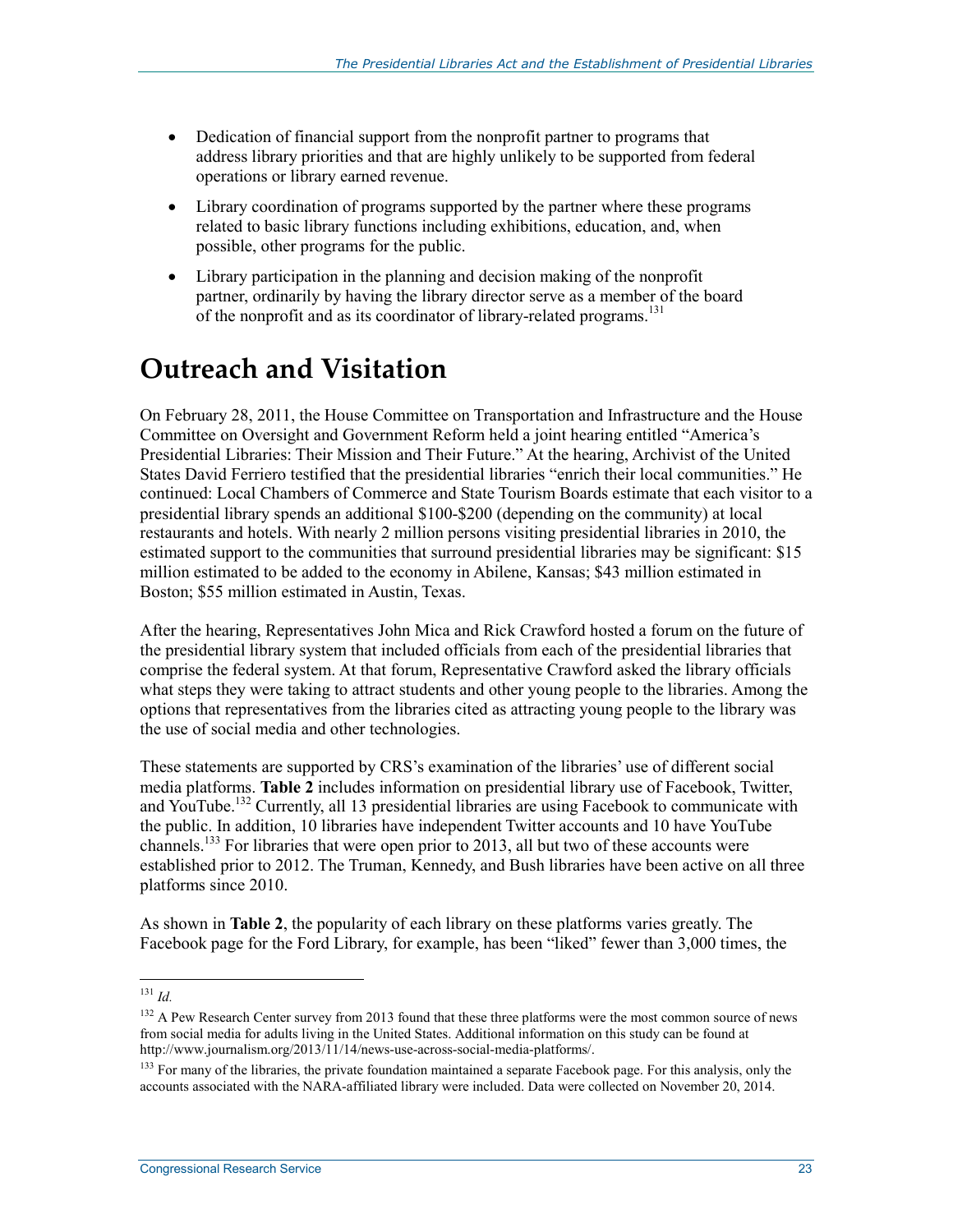- Dedication of financial support from the nonprofit partner to programs that address library priorities and that are highly unlikely to be supported from federal operations or library earned revenue.
- Library coordination of programs supported by the partner where these programs related to basic library functions including exhibitions, education, and, when possible, other programs for the public.
- Library participation in the planning and decision making of the nonprofit partner, ordinarily by having the library director serve as a member of the board of the nonprofit and as its coordinator of library-related programs.[131]

## Outreach and Visitation

On February 28, 2011, the House Committee on Transportation and Infrastructure and the House Committee on Oversight and Government Reform held a joint hearing entitled "America's Presidential Libraries: Their Mission and Their Future." At the hearing, Archivist of the United States David Ferriero testified that the presidential libraries "enrich their local communities." He continued: Local Chambers of Commerce and State Tourism Boards estimate that each visitor to a presidential library spends an additional $100-$200 (depending on the community) at local restaurants and hotels. With nearly 2 million persons visiting presidential libraries in 2010, the estimated support to the communities that surround presidential libraries may be significant: $15 million estimated to be added to the economy in Abilene, Kansas; $43 million estimated in Boston; $55 million estimated in Austin, Texas.

After the hearing, Representatives John Mica and Rick Crawford hosted a forum on the future of the presidential library system that included officials from each of the presidential libraries that comprise the federal system. At that forum, Representative Crawford asked the library officials what steps they were taking to attract students and other young people to the libraries. Among the options that representatives from the libraries cited as attracting young people to the library was the use of social media and other technologies.

These statements are supported by CRS's examination of the libraries' use of different social media platforms. **Table 2** includes information on presidential library use of Facebook, Twitter, and YouTube.[132] Currently, all 13 presidential libraries are using Facebook to communicate with the public. In addition, 10 libraries have independent Twitter accounts and 10 have YouTube channels.[133] For libraries that were open prior to 2013, all but two of these accounts were established prior to 2012. The Truman, Kennedy, and Bush libraries have been active on all three platforms since 2010.

As shown in **Table 2**, the popularity of each library on these platforms varies greatly. The Facebook page for the Ford Library, for example, has been "liked" fewer than 3,000 times, the

---

[131] *Id.*

[132] A Pew Research Center survey from 2013 found that these three platforms were the most common source of news from social media for adults living in the United States. Additional information on this study can be found at http://www.journalism.org/2013/11/14/news-use-across-social-media-platforms/.

[133] For many of the libraries, the private foundation maintained a separate Facebook page. For this analysis, only the accounts associated with the NARA-affiliated library were included. Data were collected on November 20, 2014.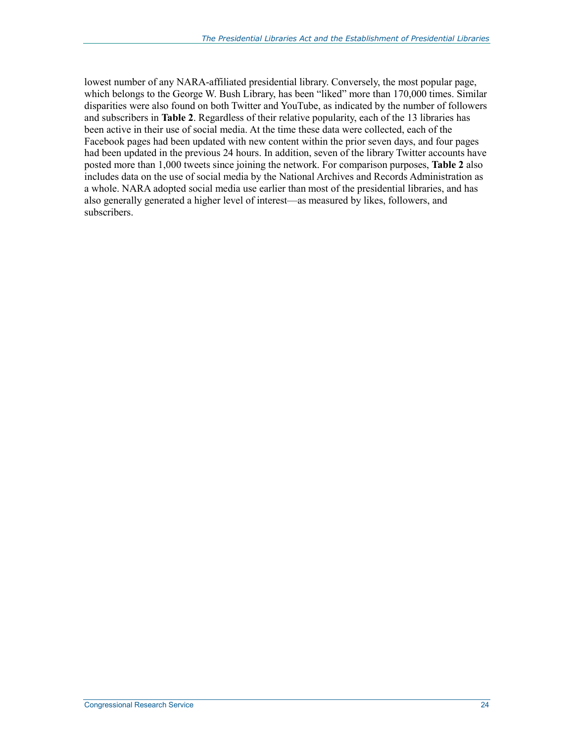lowest number of any NARA-affiliated presidential library. Conversely, the most popular page, which belongs to the George W. Bush Library, has been "liked" more than 170,000 times. Similar disparities were also found on both Twitter and YouTube, as indicated by the number of followers and subscribers in **Table 2**. Regardless of their relative popularity, each of the 13 libraries has been active in their use of social media. At the time these data were collected, each of the Facebook pages had been updated with new content within the prior seven days, and four pages had been updated in the previous 24 hours. In addition, seven of the library Twitter accounts have posted more than 1,000 tweets since joining the network. For comparison purposes, **Table 2** also includes data on the use of social media by the National Archives and Records Administration as a whole. NARA adopted social media use earlier than most of the presidential libraries, and has also generally generated a higher level of interest—as measured by likes, followers, and subscribers.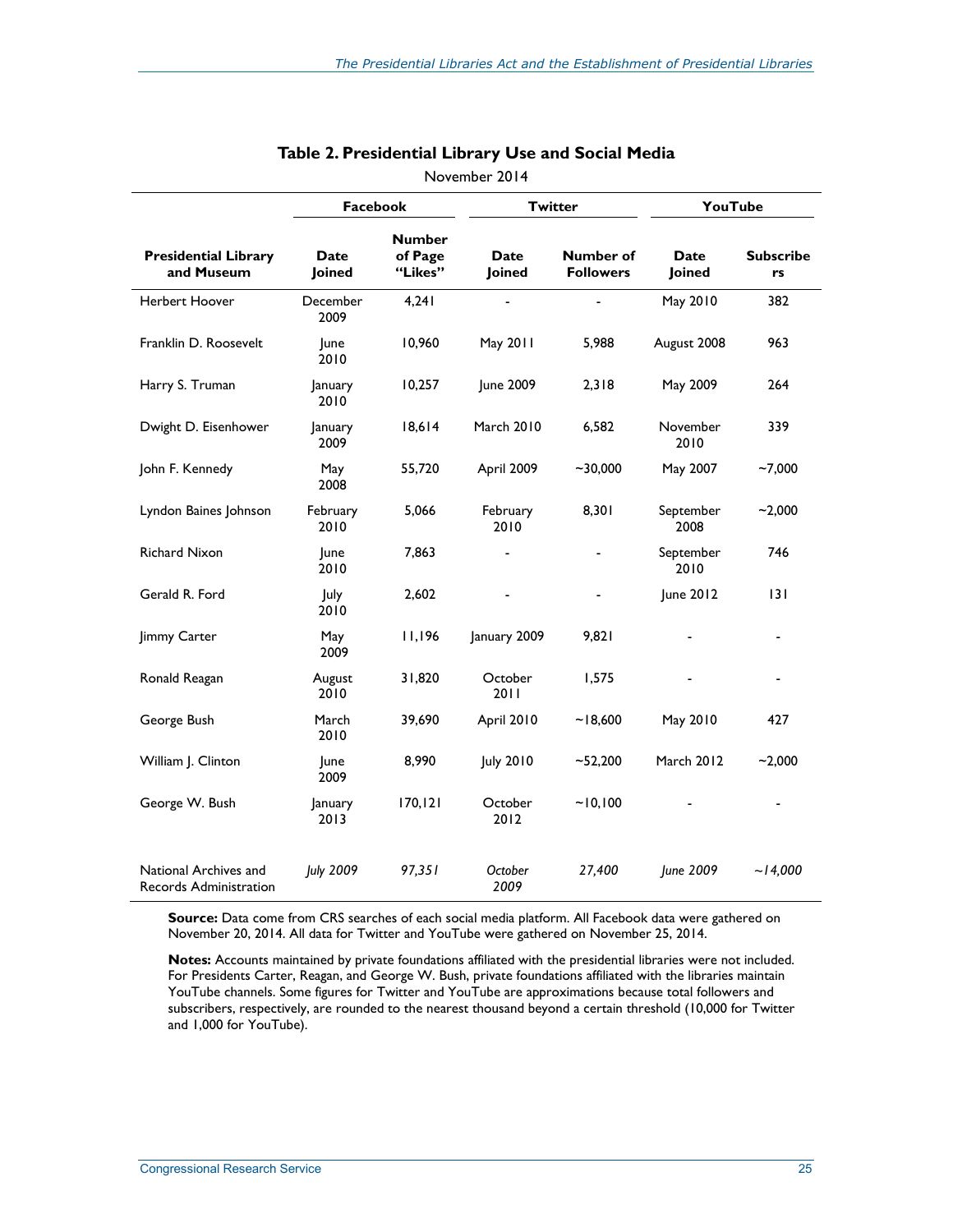**Table 2. Presidential Library Use and Social Media**

November 2014

| Presidential Library and Museum | Facebook | | Twitter | | YouTube | |
|---|---|---|---|---|---|---|
| | Date Joined | Number of Page "Likes" | Date Joined | Number of Followers | Date Joined | Subscribers |
| Herbert Hoover | December 2009 | 4,241 | - | - | May 2010 | 382 |
| Franklin D. Roosevelt | June 2010 | 10,960 | May 2011 | 5,988 | August 2008 | 963 |
| Harry S. Truman | January 2010 | 10,257 | June 2009 | 2,318 | May 2009 | 264 |
| Dwight D. Eisenhower | January 2009 | 18,614 | March 2010 | 6,582 | November 2010 | 339 |
| John F. Kennedy | May 2008 | 55,720 | April 2009 | ~30,000 | May 2007 | ~7,000 |
| Lyndon Baines Johnson | February 2010 | 5,066 | February 2010 | 8,301 | September 2008 | ~2,000 |
| Richard Nixon | June 2010 | 7,863 | - | - | September 2010 | 746 |
| Gerald R. Ford | July 2010 | 2,602 | - | - | June 2012 | 131 |
| Jimmy Carter | May 2009 | 11,196 | January 2009 | 9,821 | - | - |
| Ronald Reagan | August 2010 | 31,820 | October 2011 | 1,575 | - | - |
| George Bush | March 2010 | 39,690 | April 2010 | ~18,600 | May 2010 | 427 |
| William J. Clinton | June 2009 | 8,990 | July 2010 | ~52,200 | March 2012 | ~2,000 |
| George W. Bush | January 2013 | 170,121 | October 2012 | ~10,100 | - | - |
| National Archives and Records Administration | *July 2009* | *97,351* | *October 2009* | *27,400* | *June 2009* | *~14,000* |

**Source:** Data come from CRS searches of each social media platform. All Facebook data were gathered on November 20, 2014. All data for Twitter and YouTube were gathered on November 25, 2014.

**Notes:** Accounts maintained by private foundations affiliated with the presidential libraries were not included. For Presidents Carter, Reagan, and George W. Bush, private foundations affiliated with the libraries maintain YouTube channels. Some figures for Twitter and YouTube are approximations because total followers and subscribers, respectively, are rounded to the nearest thousand beyond a certain threshold (10,000 for Twitter and 1,000 for YouTube).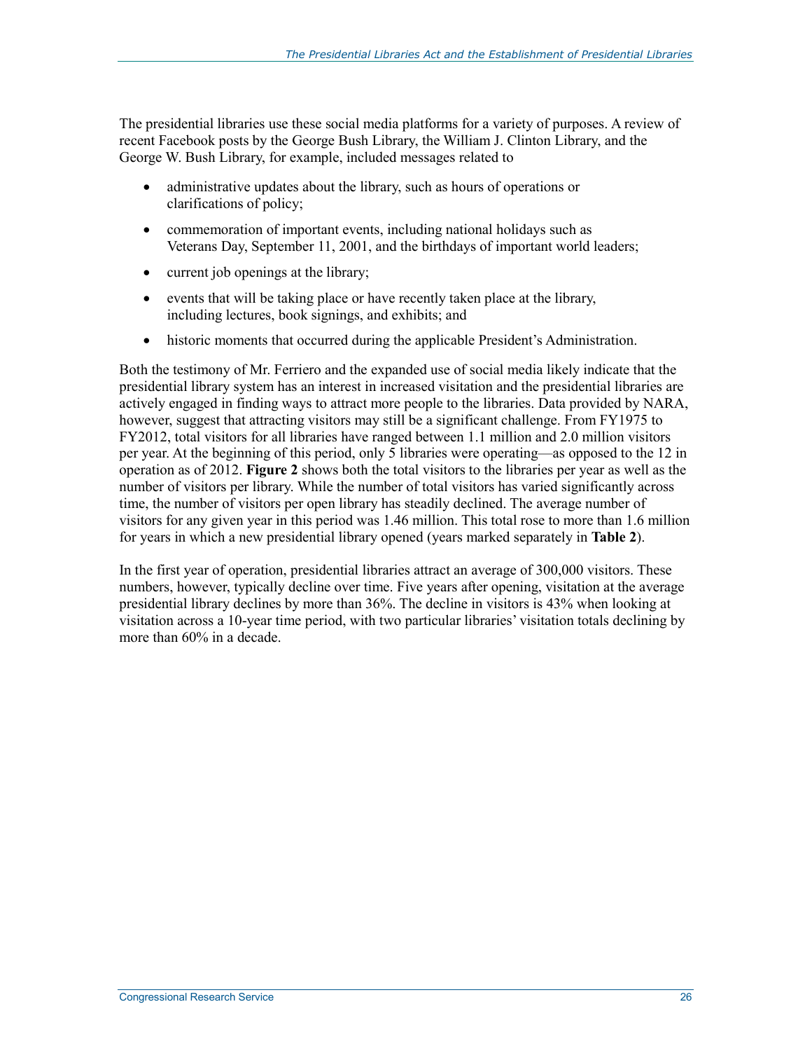The presidential libraries use these social media platforms for a variety of purposes. A review of recent Facebook posts by the George Bush Library, the William J. Clinton Library, and the George W. Bush Library, for example, included messages related to

- administrative updates about the library, such as hours of operations or clarifications of policy;
- commemoration of important events, including national holidays such as Veterans Day, September 11, 2001, and the birthdays of important world leaders;
- current job openings at the library;
- events that will be taking place or have recently taken place at the library, including lectures, book signings, and exhibits; and
- historic moments that occurred during the applicable President's Administration.

Both the testimony of Mr. Ferriero and the expanded use of social media likely indicate that the presidential library system has an interest in increased visitation and the presidential libraries are actively engaged in finding ways to attract more people to the libraries. Data provided by NARA, however, suggest that attracting visitors may still be a significant challenge. From FY1975 to FY2012, total visitors for all libraries have ranged between 1.1 million and 2.0 million visitors per year. At the beginning of this period, only 5 libraries were operating—as opposed to the 12 in operation as of 2012. **Figure 2** shows both the total visitors to the libraries per year as well as the number of visitors per library. While the number of total visitors has varied significantly across time, the number of visitors per open library has steadily declined. The average number of visitors for any given year in this period was 1.46 million. This total rose to more than 1.6 million for years in which a new presidential library opened (years marked separately in **Table 2**).

In the first year of operation, presidential libraries attract an average of 300,000 visitors. These numbers, however, typically decline over time. Five years after opening, visitation at the average presidential library declines by more than 36%. The decline in visitors is 43% when looking at visitation across a 10-year time period, with two particular libraries' visitation totals declining by more than 60% in a decade.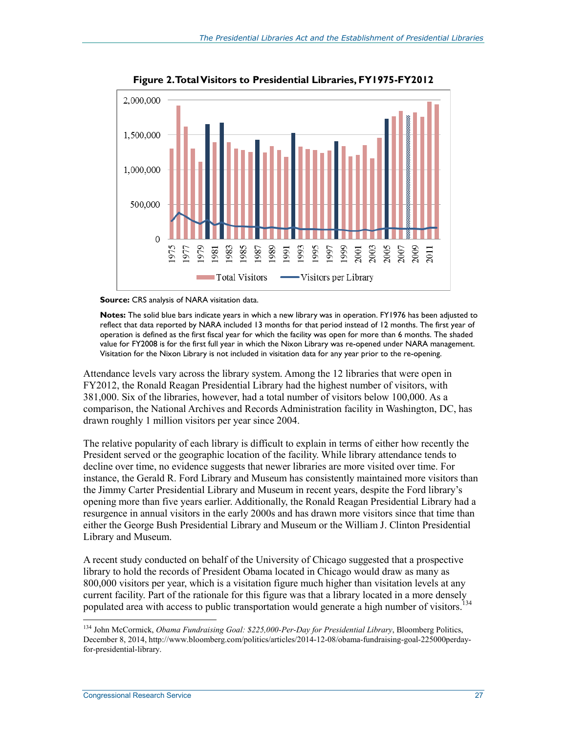**Figure 2. Total Visitors to Presidential Libraries, FY1975-FY2012**

**Source:** CRS analysis of NARA visitation data.

**Notes:** The solid blue bars indicate years in which a new library was in operation. FY1976 has been adjusted to reflect that data reported by NARA included 13 months for that period instead of 12 months. The first year of operation is defined as the first fiscal year for which the facility was open for more than 6 months. The shaded value for FY2008 is for the first full year in which the Nixon Library was re-opened under NARA management. Visitation for the Nixon Library is not included in visitation data for any year prior to the re-opening.

Attendance levels vary across the library system. Among the 12 libraries that were open in FY2012, the Ronald Reagan Presidential Library had the highest number of visitors, with 381,000. Six of the libraries, however, had a total number of visitors below 100,000. As a comparison, the National Archives and Records Administration facility in Washington, DC, has drawn roughly 1 million visitors per year since 2004.

The relative popularity of each library is difficult to explain in terms of either how recently the President served or the geographic location of the facility. While library attendance tends to decline over time, no evidence suggests that newer libraries are more visited over time. For instance, the Gerald R. Ford Library and Museum has consistently maintained more visitors than the Jimmy Carter Presidential Library and Museum in recent years, despite the Ford library's opening more than five years earlier. Additionally, the Ronald Reagan Presidential Library had a resurgence in annual visitors in the early 2000s and has drawn more visitors since that time than either the George Bush Presidential Library and Museum or the William J. Clinton Presidential Library and Museum.

A recent study conducted on behalf of the University of Chicago suggested that a prospective library to hold the records of President Obama located in Chicago would draw as many as 800,000 visitors per year, which is a visitation figure much higher than visitation levels at any current facility. Part of the rationale for this figure was that a library located in a more densely populated area with access to public transportation would generate a high number of visitors.[134]

[134] John McCormick, *Obama Fundraising Goal: $225,000-Per-Day for Presidential Library*, Bloomberg Politics, December 8, 2014, http://www.bloomberg.com/politics/articles/2014-12-08/obama-fundraising-goal-225000perday-for-presidential-library.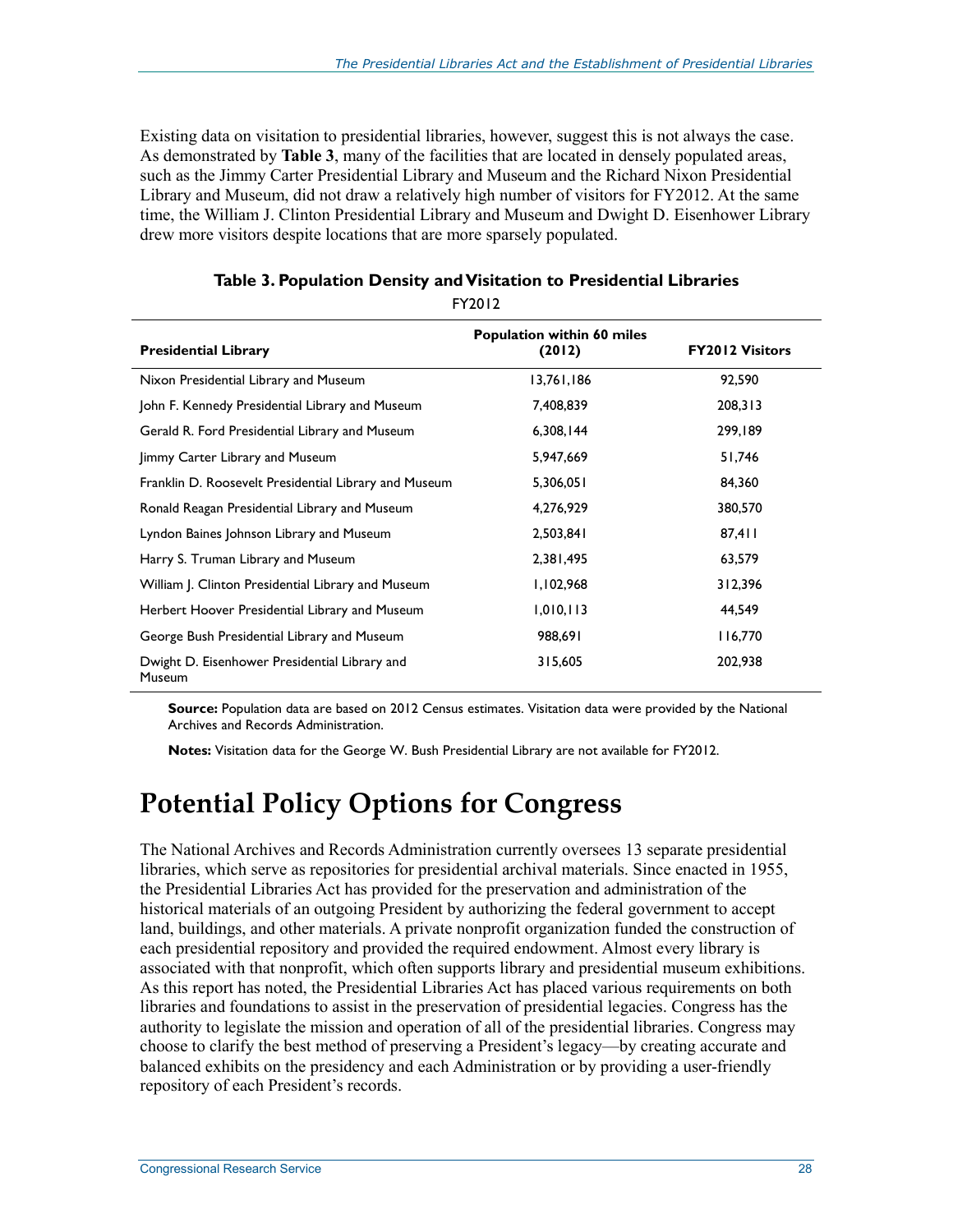Existing data on visitation to presidential libraries, however, suggest this is not always the case. As demonstrated by **Table 3**, many of the facilities that are located in densely populated areas, such as the Jimmy Carter Presidential Library and Museum and the Richard Nixon Presidential Library and Museum, did not draw a relatively high number of visitors for FY2012. At the same time, the William J. Clinton Presidential Library and Museum and Dwight D. Eisenhower Library drew more visitors despite locations that are more sparsely populated.

**Table 3. Population Density and Visitation to Presidential Libraries**

FY2012

| Presidential Library | Population within 60 miles (2012) | FY2012 Visitors |
|---|---|---|
| Nixon Presidential Library and Museum | 13,761,186 | 92,590 |
| John F. Kennedy Presidential Library and Museum | 7,408,839 | 208,313 |
| Gerald R. Ford Presidential Library and Museum | 6,308,144 | 299,189 |
| Jimmy Carter Library and Museum | 5,947,669 | 51,746 |
| Franklin D. Roosevelt Presidential Library and Museum | 5,306,051 | 84,360 |
| Ronald Reagan Presidential Library and Museum | 4,276,929 | 380,570 |
| Lyndon Baines Johnson Library and Museum | 2,503,841 | 87,411 |
| Harry S. Truman Library and Museum | 2,381,495 | 63,579 |
| William J. Clinton Presidential Library and Museum | 1,102,968 | 312,396 |
| Herbert Hoover Presidential Library and Museum | 1,010,113 | 44,549 |
| George Bush Presidential Library and Museum | 988,691 | 116,770 |
| Dwight D. Eisenhower Presidential Library and Museum | 315,605 | 202,938 |

**Source:** Population data are based on 2012 Census estimates. Visitation data were provided by the National Archives and Records Administration.

**Notes:** Visitation data for the George W. Bush Presidential Library are not available for FY2012.

# Potential Policy Options for Congress

The National Archives and Records Administration currently oversees 13 separate presidential libraries, which serve as repositories for presidential archival materials. Since enacted in 1955, the Presidential Libraries Act has provided for the preservation and administration of the historical materials of an outgoing President by authorizing the federal government to accept land, buildings, and other materials. A private nonprofit organization funded the construction of each presidential repository and provided the required endowment. Almost every library is associated with that nonprofit, which often supports library and presidential museum exhibitions. As this report has noted, the Presidential Libraries Act has placed various requirements on both libraries and foundations to assist in the preservation of presidential legacies. Congress has the authority to legislate the mission and operation of all of the presidential libraries. Congress may choose to clarify the best method of preserving a President's legacy—by creating accurate and balanced exhibits on the presidency and each Administration or by providing a user-friendly repository of each President's records.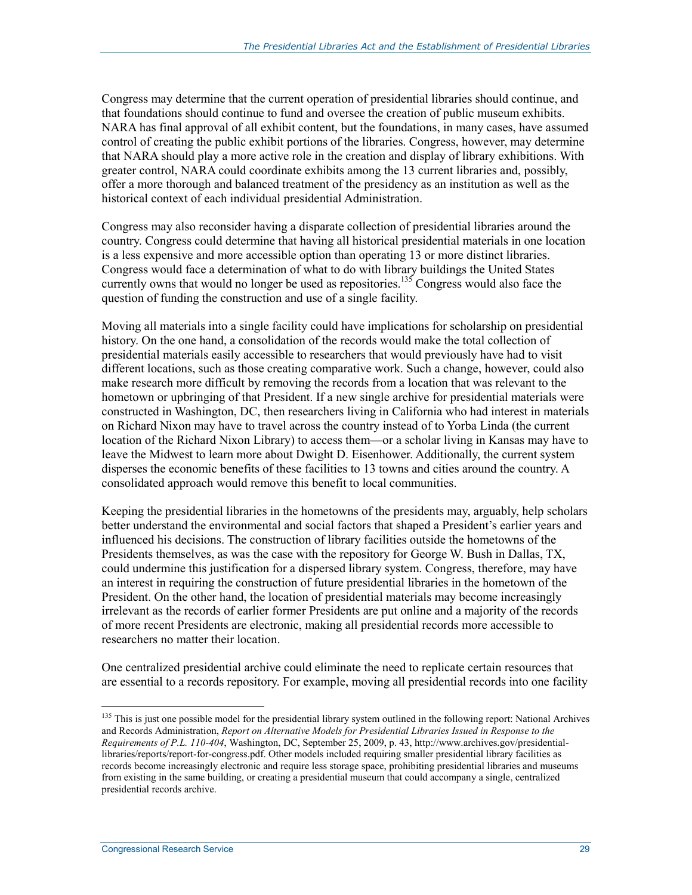Congress may determine that the current operation of presidential libraries should continue, and that foundations should continue to fund and oversee the creation of public museum exhibits. NARA has final approval of all exhibit content, but the foundations, in many cases, have assumed control of creating the public exhibit portions of the libraries. Congress, however, may determine that NARA should play a more active role in the creation and display of library exhibitions. With greater control, NARA could coordinate exhibits among the 13 current libraries and, possibly, offer a more thorough and balanced treatment of the presidency as an institution as well as the historical context of each individual presidential Administration.

Congress may also reconsider having a disparate collection of presidential libraries around the country. Congress could determine that having all historical presidential materials in one location is a less expensive and more accessible option than operating 13 or more distinct libraries. Congress would face a determination of what to do with library buildings the United States currently owns that would no longer be used as repositories.[135] Congress would also face the question of funding the construction and use of a single facility.

Moving all materials into a single facility could have implications for scholarship on presidential history. On the one hand, a consolidation of the records would make the total collection of presidential materials easily accessible to researchers that would previously have had to visit different locations, such as those creating comparative work. Such a change, however, could also make research more difficult by removing the records from a location that was relevant to the hometown or upbringing of that President. If a new single archive for presidential materials were constructed in Washington, DC, then researchers living in California who had interest in materials on Richard Nixon may have to travel across the country instead of to Yorba Linda (the current location of the Richard Nixon Library) to access them—or a scholar living in Kansas may have to leave the Midwest to learn more about Dwight D. Eisenhower. Additionally, the current system disperses the economic benefits of these facilities to 13 towns and cities around the country. A consolidated approach would remove this benefit to local communities.

Keeping the presidential libraries in the hometowns of the presidents may, arguably, help scholars better understand the environmental and social factors that shaped a President's earlier years and influenced his decisions. The construction of library facilities outside the hometowns of the Presidents themselves, as was the case with the repository for George W. Bush in Dallas, TX, could undermine this justification for a dispersed library system. Congress, therefore, may have an interest in requiring the construction of future presidential libraries in the hometown of the President. On the other hand, the location of presidential materials may become increasingly irrelevant as the records of earlier former Presidents are put online and a majority of the records of more recent Presidents are electronic, making all presidential records more accessible to researchers no matter their location.

One centralized presidential archive could eliminate the need to replicate certain resources that are essential to a records repository. For example, moving all presidential records into one facility

---

[135] This is just one possible model for the presidential library system outlined in the following report: National Archives and Records Administration, *Report on Alternative Models for Presidential Libraries Issued in Response to the Requirements of P.L. 110-404*, Washington, DC, September 25, 2009, p. 43, http://www.archives.gov/presidential-libraries/reports/report-for-congress.pdf. Other models included requiring smaller presidential library facilities as records become increasingly electronic and require less storage space, prohibiting presidential libraries and museums from existing in the same building, or creating a presidential museum that could accompany a single, centralized presidential records archive.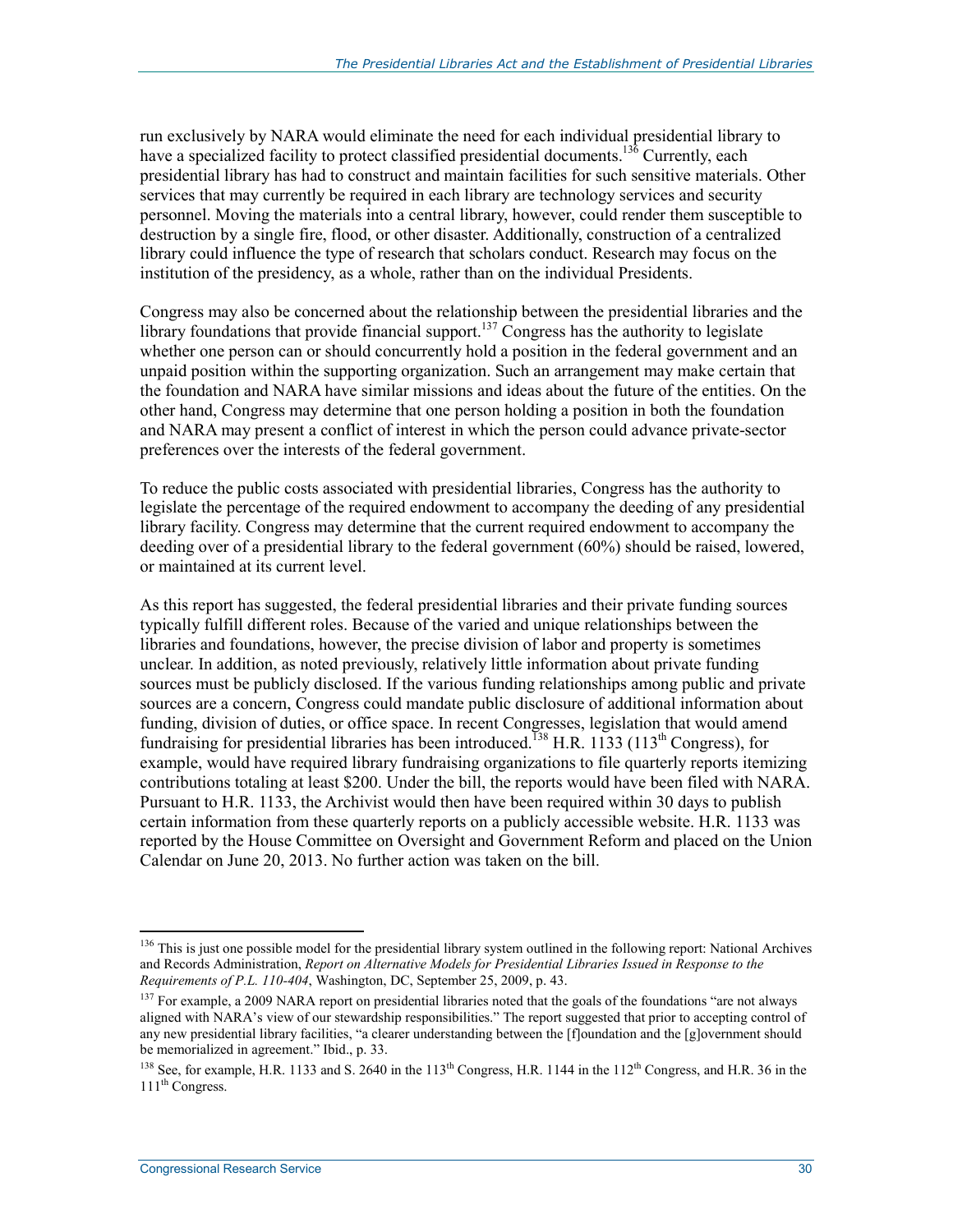run exclusively by NARA would eliminate the need for each individual presidential library to have a specialized facility to protect classified presidential documents.[136] Currently, each presidential library has had to construct and maintain facilities for such sensitive materials. Other services that may currently be required in each library are technology services and security personnel. Moving the materials into a central library, however, could render them susceptible to destruction by a single fire, flood, or other disaster. Additionally, construction of a centralized library could influence the type of research that scholars conduct. Research may focus on the institution of the presidency, as a whole, rather than on the individual Presidents.

Congress may also be concerned about the relationship between the presidential libraries and the library foundations that provide financial support.[137] Congress has the authority to legislate whether one person can or should concurrently hold a position in the federal government and an unpaid position within the supporting organization. Such an arrangement may make certain that the foundation and NARA have similar missions and ideas about the future of the entities. On the other hand, Congress may determine that one person holding a position in both the foundation and NARA may present a conflict of interest in which the person could advance private-sector preferences over the interests of the federal government.

To reduce the public costs associated with presidential libraries, Congress has the authority to legislate the percentage of the required endowment to accompany the deeding of any presidential library facility. Congress may determine that the current required endowment to accompany the deeding over of a presidential library to the federal government (60%) should be raised, lowered, or maintained at its current level.

As this report has suggested, the federal presidential libraries and their private funding sources typically fulfill different roles. Because of the varied and unique relationships between the libraries and foundations, however, the precise division of labor and property is sometimes unclear. In addition, as noted previously, relatively little information about private funding sources must be publicly disclosed. If the various funding relationships among public and private sources are a concern, Congress could mandate public disclosure of additional information about funding, division of duties, or office space. In recent Congresses, legislation that would amend fundraising for presidential libraries has been introduced.[138] H.R. 1133 (113th Congress), for example, would have required library fundraising organizations to file quarterly reports itemizing contributions totaling at least $200. Under the bill, the reports would have been filed with NARA. Pursuant to H.R. 1133, the Archivist would then have been required within 30 days to publish certain information from these quarterly reports on a publicly accessible website. H.R. 1133 was reported by the House Committee on Oversight and Government Reform and placed on the Union Calendar on June 20, 2013. No further action was taken on the bill.

---

[136] This is just one possible model for the presidential library system outlined in the following report: National Archives and Records Administration, *Report on Alternative Models for Presidential Libraries Issued in Response to the Requirements of P.L. 110-404*, Washington, DC, September 25, 2009, p. 43.

[137] For example, a 2009 NARA report on presidential libraries noted that the goals of the foundations "are not always aligned with NARA's view of our stewardship responsibilities." The report suggested that prior to accepting control of any new presidential library facilities, "a clearer understanding between the [f]oundation and the [g]overnment should be memorialized in agreement." Ibid., p. 33.

[138] See, for example, H.R. 1133 and S. 2640 in the 113th Congress, H.R. 1144 in the 112th Congress, and H.R. 36 in the 111th Congress.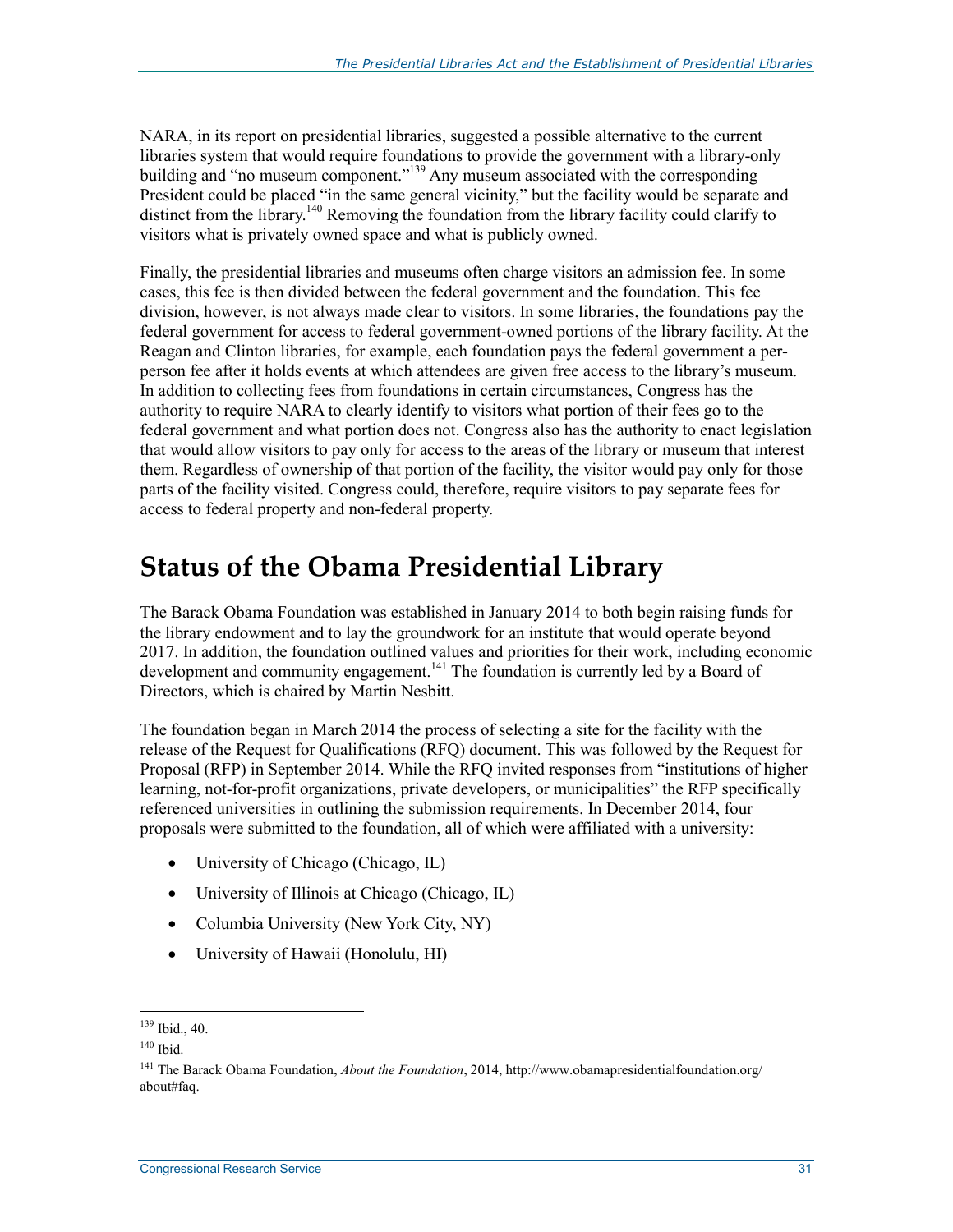NARA, in its report on presidential libraries, suggested a possible alternative to the current libraries system that would require foundations to provide the government with a library-only building and "no museum component."[139] Any museum associated with the corresponding President could be placed "in the same general vicinity," but the facility would be separate and distinct from the library.[140] Removing the foundation from the library facility could clarify to visitors what is privately owned space and what is publicly owned.

Finally, the presidential libraries and museums often charge visitors an admission fee. In some cases, this fee is then divided between the federal government and the foundation. This fee division, however, is not always made clear to visitors. In some libraries, the foundations pay the federal government for access to federal government-owned portions of the library facility. At the Reagan and Clinton libraries, for example, each foundation pays the federal government a per-person fee after it holds events at which attendees are given free access to the library's museum. In addition to collecting fees from foundations in certain circumstances, Congress has the authority to require NARA to clearly identify to visitors what portion of their fees go to the federal government and what portion does not. Congress also has the authority to enact legislation that would allow visitors to pay only for access to the areas of the library or museum that interest them. Regardless of ownership of that portion of the facility, the visitor would pay only for those parts of the facility visited. Congress could, therefore, require visitors to pay separate fees for access to federal property and non-federal property.

# Status of the Obama Presidential Library

The Barack Obama Foundation was established in January 2014 to both begin raising funds for the library endowment and to lay the groundwork for an institute that would operate beyond 2017. In addition, the foundation outlined values and priorities for their work, including economic development and community engagement.[141] The foundation is currently led by a Board of Directors, which is chaired by Martin Nesbitt.

The foundation began in March 2014 the process of selecting a site for the facility with the release of the Request for Qualifications (RFQ) document. This was followed by the Request for Proposal (RFP) in September 2014. While the RFQ invited responses from "institutions of higher learning, not-for-profit organizations, private developers, or municipalities" the RFP specifically referenced universities in outlining the submission requirements. In December 2014, four proposals were submitted to the foundation, all of which were affiliated with a university:

- University of Chicago (Chicago, IL)
- University of Illinois at Chicago (Chicago, IL)
- Columbia University (New York City, NY)
- University of Hawaii (Honolulu, HI)

---

[139] Ibid., 40.

[140] Ibid.

[141] The Barack Obama Foundation, *About the Foundation*, 2014, http://www.obamapresidentialfoundation.org/about#faq.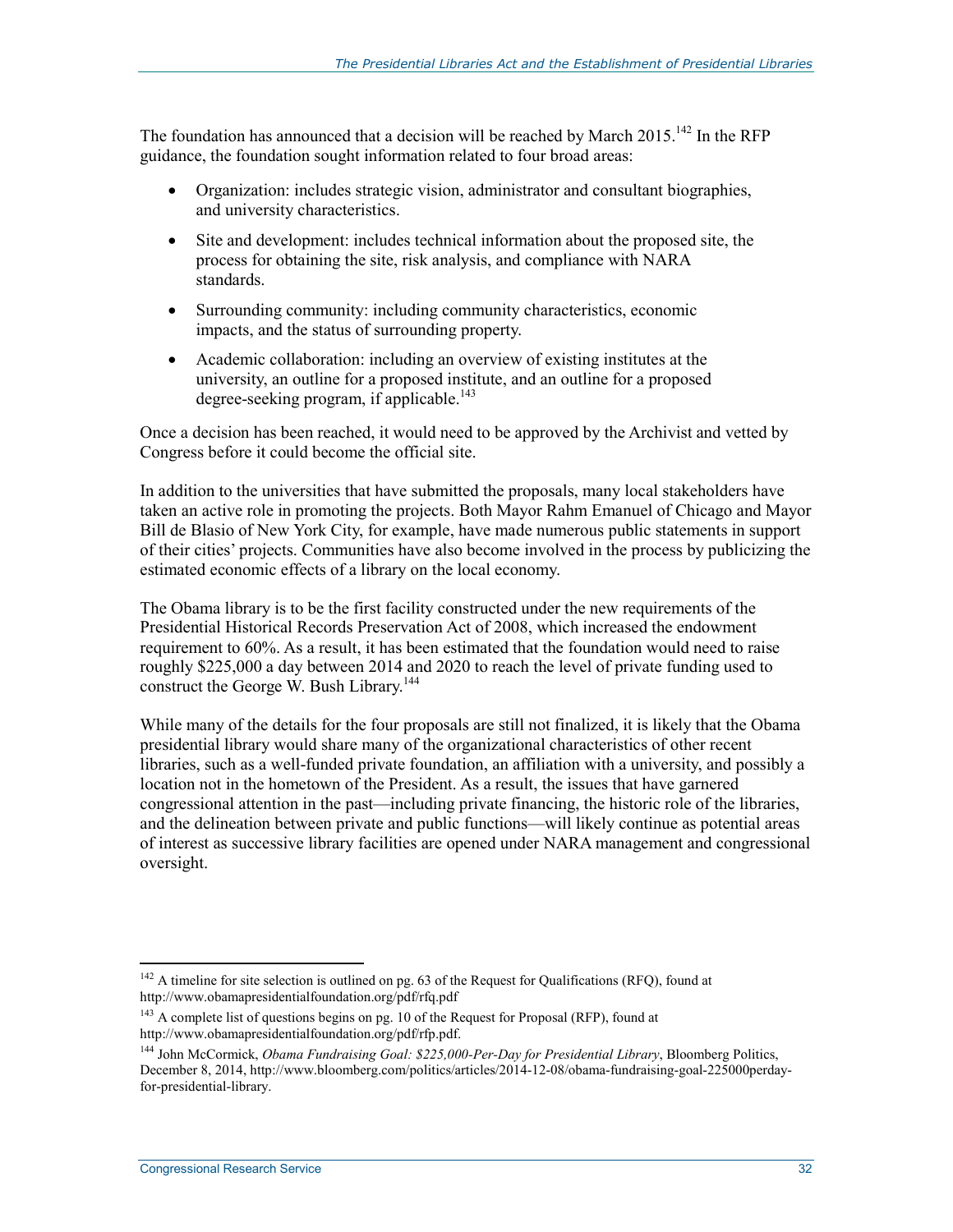The foundation has announced that a decision will be reached by March 2015.[142] In the RFP guidance, the foundation sought information related to four broad areas:

- Organization: includes strategic vision, administrator and consultant biographies, and university characteristics.
- Site and development: includes technical information about the proposed site, the process for obtaining the site, risk analysis, and compliance with NARA standards.
- Surrounding community: including community characteristics, economic impacts, and the status of surrounding property.
- Academic collaboration: including an overview of existing institutes at the university, an outline for a proposed institute, and an outline for a proposed degree-seeking program, if applicable.[143]

Once a decision has been reached, it would need to be approved by the Archivist and vetted by Congress before it could become the official site.

In addition to the universities that have submitted the proposals, many local stakeholders have taken an active role in promoting the projects. Both Mayor Rahm Emanuel of Chicago and Mayor Bill de Blasio of New York City, for example, have made numerous public statements in support of their cities' projects. Communities have also become involved in the process by publicizing the estimated economic effects of a library on the local economy.

The Obama library is to be the first facility constructed under the new requirements of the Presidential Historical Records Preservation Act of 2008, which increased the endowment requirement to 60%. As a result, it has been estimated that the foundation would need to raise roughly $225,000 a day between 2014 and 2020 to reach the level of private funding used to construct the George W. Bush Library.[144]

While many of the details for the four proposals are still not finalized, it is likely that the Obama presidential library would share many of the organizational characteristics of other recent libraries, such as a well-funded private foundation, an affiliation with a university, and possibly a location not in the hometown of the President. As a result, the issues that have garnered congressional attention in the past—including private financing, the historic role of the libraries, and the delineation between private and public functions—will likely continue as potential areas of interest as successive library facilities are opened under NARA management and congressional oversight.

---

[142] A timeline for site selection is outlined on pg. 63 of the Request for Qualifications (RFQ), found at http://www.obamapresidentialfoundation.org/pdf/rfq.pdf

[143] A complete list of questions begins on pg. 10 of the Request for Proposal (RFP), found at http://www.obamapresidentialfoundation.org/pdf/rfp.pdf.

[144] John McCormick, *Obama Fundraising Goal: $225,000-Per-Day for Presidential Library*, Bloomberg Politics, December 8, 2014, http://www.bloomberg.com/politics/articles/2014-12-08/obama-fundraising-goal-225000perday-for-presidential-library.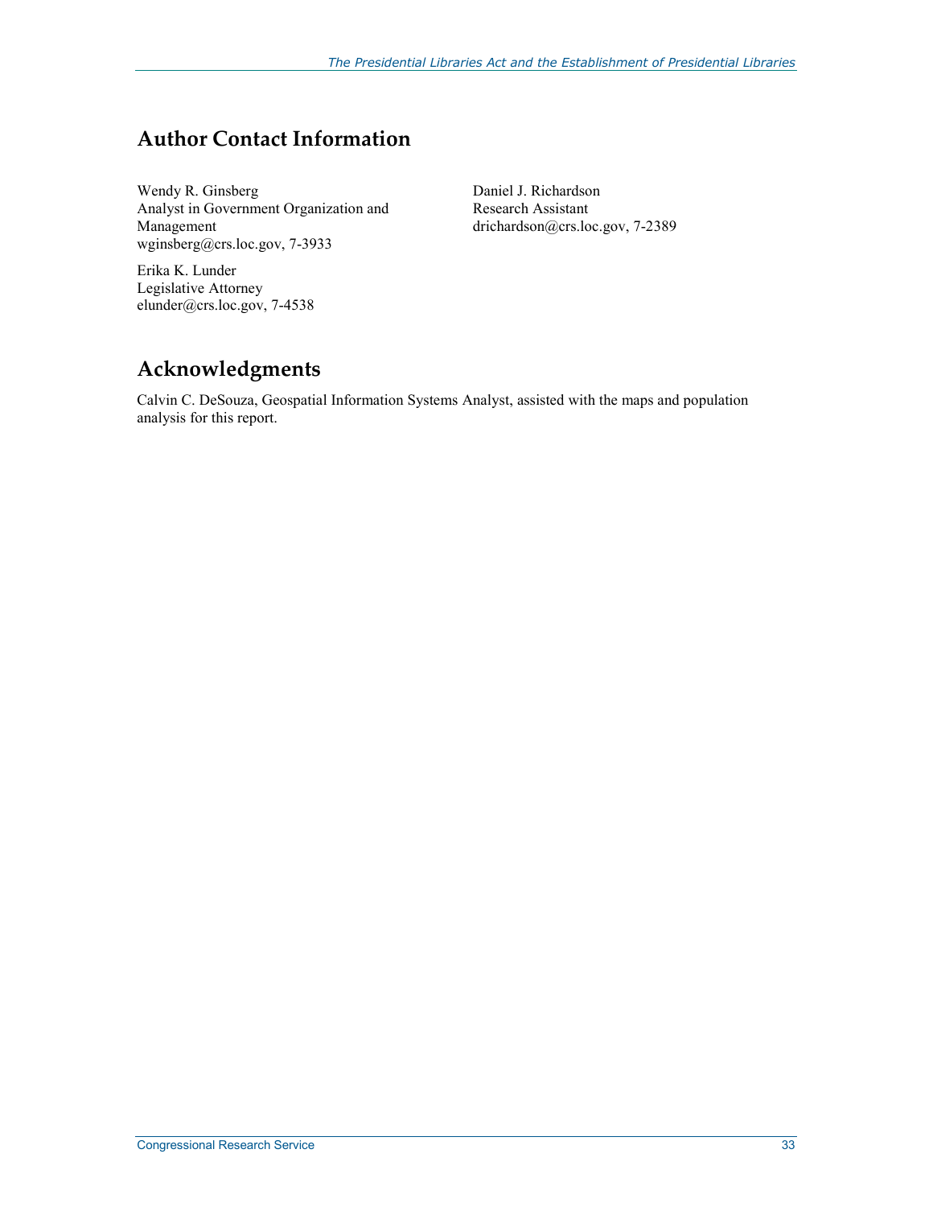## Author Contact Information

Wendy R. Ginsberg
Analyst in Government Organization and Management
wginsberg@crs.loc.gov, 7-3933

Erika K. Lunder
Legislative Attorney
elunder@crs.loc.gov, 7-4538

Daniel J. Richardson
Research Assistant
drichardson@crs.loc.gov, 7-2389

## Acknowledgments

Calvin C. DeSouza, Geospatial Information Systems Analyst, assisted with the maps and population analysis for this report.